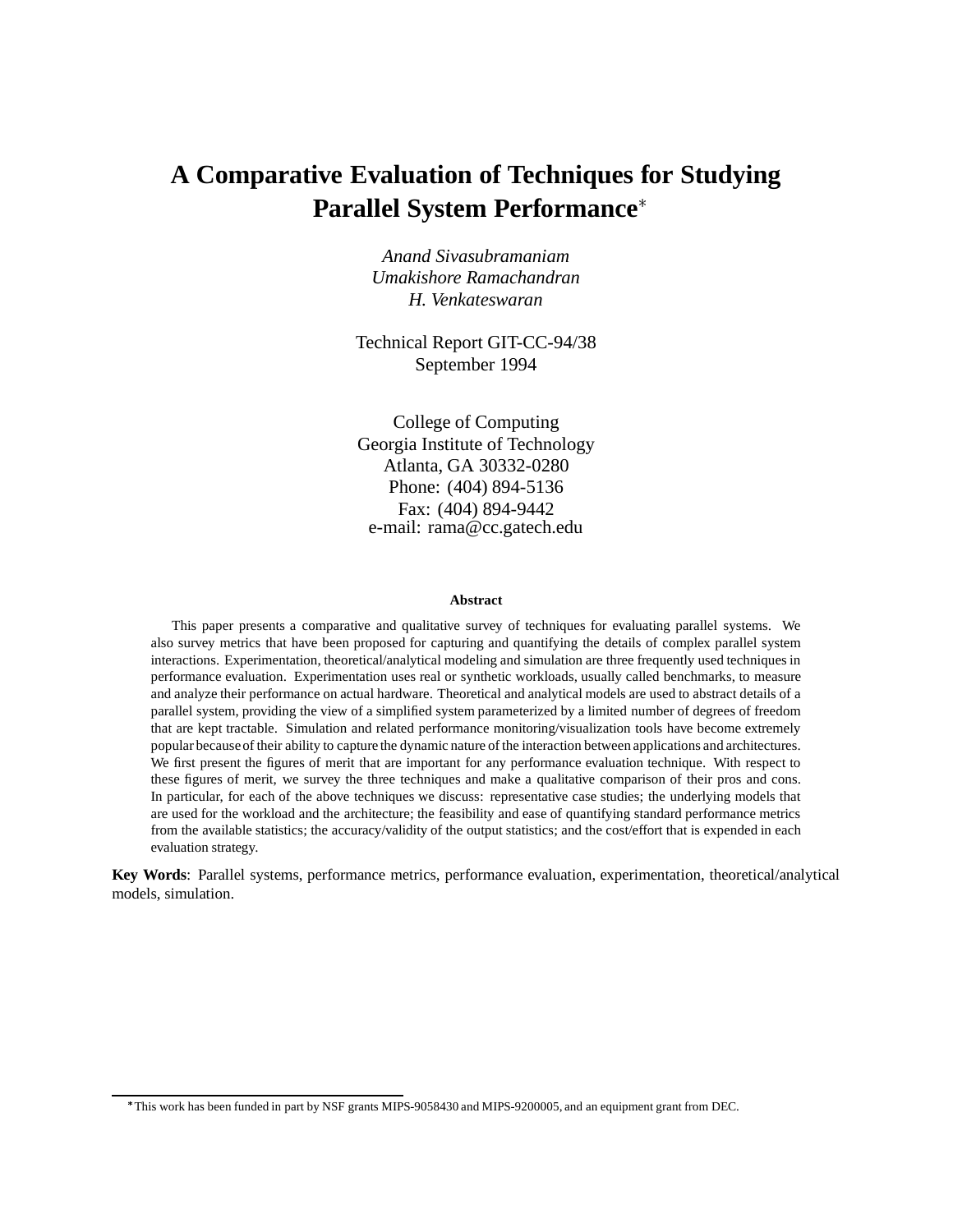# A Comparative Evaluation of Techniques for Studying Parallel System Performance*

*Anand Sivasubramaniam*
*Umakishore Ramachandran*
*H. Venkateswaran*

Technical Report GIT-CC-94/38
September 1994

College of Computing
Georgia Institute of Technology
Atlanta, GA 30332-0280
Phone: (404) 894-5136
Fax: (404) 894-9442
e-mail: rama@cc.gatech.edu

### Abstract

This paper presents a comparative and qualitative survey of techniques for evaluating parallel systems. We also survey metrics that have been proposed for capturing and quantifying the details of complex parallel system interactions. Experimentation, theoretical/analytical modeling and simulation are three frequently used techniques in performance evaluation. Experimentation uses real or synthetic workloads, usually called benchmarks, to measure and analyze their performance on actual hardware. Theoretical and analytical models are used to abstract details of a parallel system, providing the view of a simplified system parameterized by a limited number of degrees of freedom that are kept tractable. Simulation and related performance monitoring/visualization tools have become extremely popular because of their ability to capture the dynamic nature of the interaction between applications and architectures. We first present the figures of merit that are important for any performance evaluation technique. With respect to these figures of merit, we survey the three techniques and make a qualitative comparison of their pros and cons. In particular, for each of the above techniques we discuss: representative case studies; the underlying models that are used for the workload and the architecture; the feasibility and ease of quantifying standard performance metrics from the available statistics; the accuracy/validity of the output statistics; and the cost/effort that is expended in each evaluation strategy.

**Key Words**: Parallel systems, performance metrics, performance evaluation, experimentation, theoretical/analytical models, simulation.

---

*This work has been funded in part by NSF grants MIPS-9058430 and MIPS-9200005, and an equipment grant from DEC.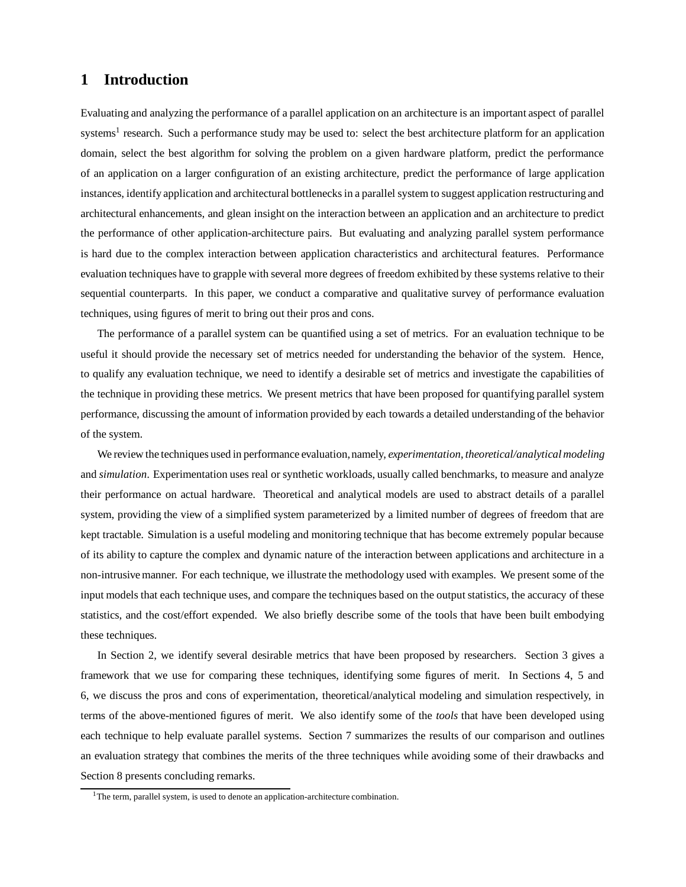# 1 Introduction

Evaluating and analyzing the performance of a parallel application on an architecture is an important aspect of parallel systems[1] research. Such a performance study may be used to: select the best architecture platform for an application domain, select the best algorithm for solving the problem on a given hardware platform, predict the performance of an application on a larger configuration of an existing architecture, predict the performance of large application instances, identify application and architectural bottlenecks in a parallel system to suggest application restructuring and architectural enhancements, and glean insight on the interaction between an application and an architecture to predict the performance of other application-architecture pairs. But evaluating and analyzing parallel system performance is hard due to the complex interaction between application characteristics and architectural features. Performance evaluation techniques have to grapple with several more degrees of freedom exhibited by these systems relative to their sequential counterparts. In this paper, we conduct a comparative and qualitative survey of performance evaluation techniques, using figures of merit to bring out their pros and cons.

The performance of a parallel system can be quantified using a set of metrics. For an evaluation technique to be useful it should provide the necessary set of metrics needed for understanding the behavior of the system. Hence, to qualify any evaluation technique, we need to identify a desirable set of metrics and investigate the capabilities of the technique in providing these metrics. We present metrics that have been proposed for quantifying parallel system performance, discussing the amount of information provided by each towards a detailed understanding of the behavior of the system.

We review the techniques used in performance evaluation, namely, *experimentation*, *theoretical/analytical modeling* and *simulation*. Experimentation uses real or synthetic workloads, usually called benchmarks, to measure and analyze their performance on actual hardware. Theoretical and analytical models are used to abstract details of a parallel system, providing the view of a simplified system parameterized by a limited number of degrees of freedom that are kept tractable. Simulation is a useful modeling and monitoring technique that has become extremely popular because of its ability to capture the complex and dynamic nature of the interaction between applications and architecture in a non-intrusive manner. For each technique, we illustrate the methodology used with examples. We present some of the input models that each technique uses, and compare the techniques based on the output statistics, the accuracy of these statistics, and the cost/effort expended. We also briefly describe some of the tools that have been built embodying these techniques.

In Section 2, we identify several desirable metrics that have been proposed by researchers. Section 3 gives a framework that we use for comparing these techniques, identifying some figures of merit. In Sections 4, 5 and 6, we discuss the pros and cons of experimentation, theoretical/analytical modeling and simulation respectively, in terms of the above-mentioned figures of merit. We also identify some of the *tools* that have been developed using each technique to help evaluate parallel systems. Section 7 summarizes the results of our comparison and outlines an evaluation strategy that combines the merits of the three techniques while avoiding some of their drawbacks and Section 8 presents concluding remarks.

[1]The term, parallel system, is used to denote an application-architecture combination.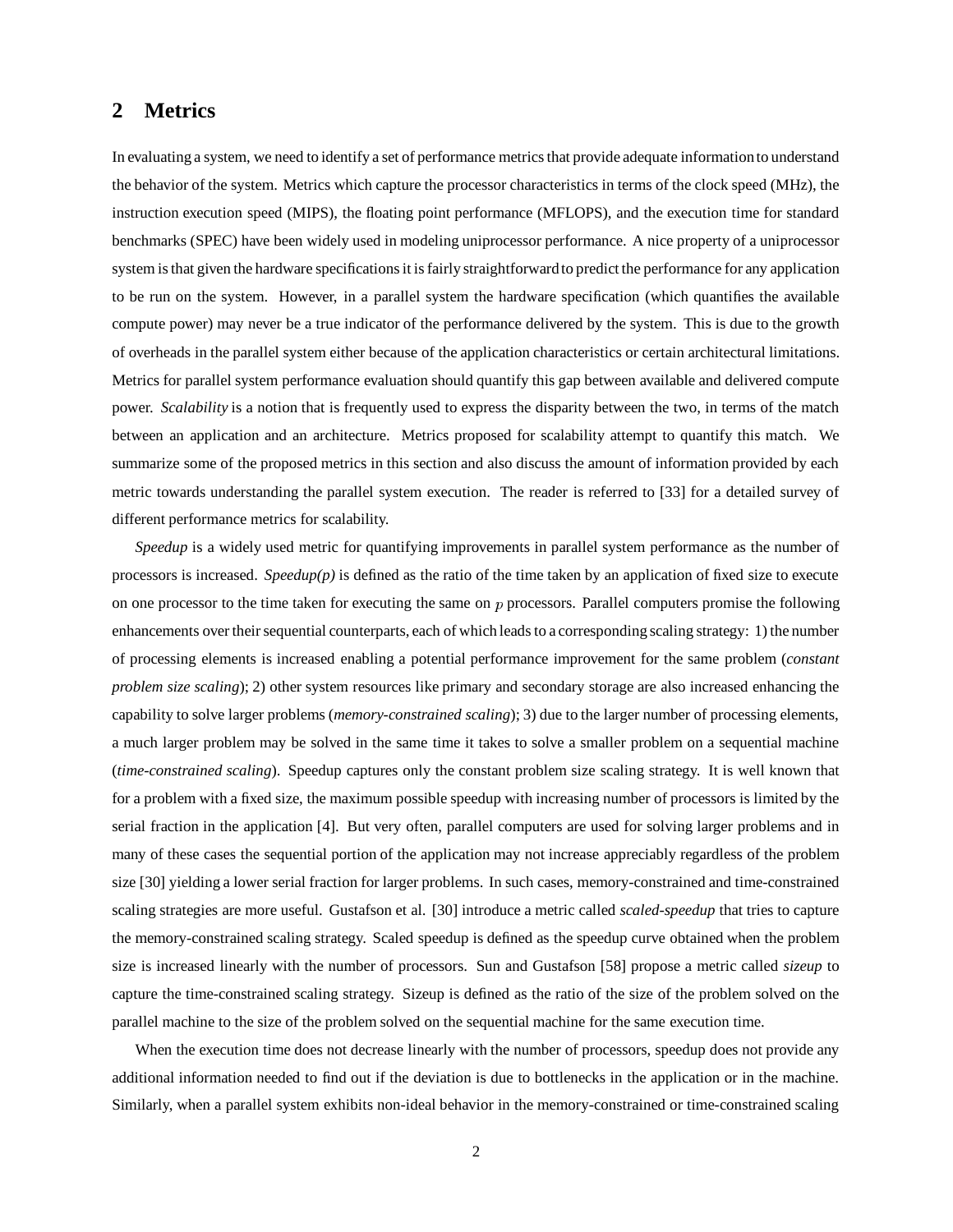## 2 Metrics

In evaluating a system, we need to identify a set of performance metrics that provide adequate information to understand the behavior of the system. Metrics which capture the processor characteristics in terms of the clock speed (MHz), the instruction execution speed (MIPS), the floating point performance (MFLOPS), and the execution time for standard benchmarks (SPEC) have been widely used in modeling uniprocessor performance. A nice property of a uniprocessor system is that given the hardware specifications it is fairly straightforward to predict the performance for any application to be run on the system. However, in a parallel system the hardware specification (which quantifies the available compute power) may never be a true indicator of the performance delivered by the system. This is due to the growth of overheads in the parallel system either because of the application characteristics or certain architectural limitations. Metrics for parallel system performance evaluation should quantify this gap between available and delivered compute power. *Scalability* is a notion that is frequently used to express the disparity between the two, in terms of the match between an application and an architecture. Metrics proposed for scalability attempt to quantify this match. We summarize some of the proposed metrics in this section and also discuss the amount of information provided by each metric towards understanding the parallel system execution. The reader is referred to [33] for a detailed survey of different performance metrics for scalability.

*Speedup* is a widely used metric for quantifying improvements in parallel system performance as the number of processors is increased. *Speedup(p)* is defined as the ratio of the time taken by an application of fixed size to execute on one processor to the time taken for executing the same on $p$ processors. Parallel computers promise the following enhancements over their sequential counterparts, each of which leads to a corresponding scaling strategy: 1) the number of processing elements is increased enabling a potential performance improvement for the same problem (*constant problem size scaling*); 2) other system resources like primary and secondary storage are also increased enhancing the capability to solve larger problems (*memory-constrained scaling*); 3) due to the larger number of processing elements, a much larger problem may be solved in the same time it takes to solve a smaller problem on a sequential machine (*time-constrained scaling*). Speedup captures only the constant problem size scaling strategy. It is well known that for a problem with a fixed size, the maximum possible speedup with increasing number of processors is limited by the serial fraction in the application [4]. But very often, parallel computers are used for solving larger problems and in many of these cases the sequential portion of the application may not increase appreciably regardless of the problem size [30] yielding a lower serial fraction for larger problems. In such cases, memory-constrained and time-constrained scaling strategies are more useful. Gustafson et al. [30] introduce a metric called *scaled-speedup* that tries to capture the memory-constrained scaling strategy. Scaled speedup is defined as the speedup curve obtained when the problem size is increased linearly with the number of processors. Sun and Gustafson [58] propose a metric called *sizeup* to capture the time-constrained scaling strategy. Sizeup is defined as the ratio of the size of the problem solved on the parallel machine to the size of the problem solved on the sequential machine for the same execution time.

When the execution time does not decrease linearly with the number of processors, speedup does not provide any additional information needed to find out if the deviation is due to bottlenecks in the application or in the machine. Similarly, when a parallel system exhibits non-ideal behavior in the memory-constrained or time-constrained scaling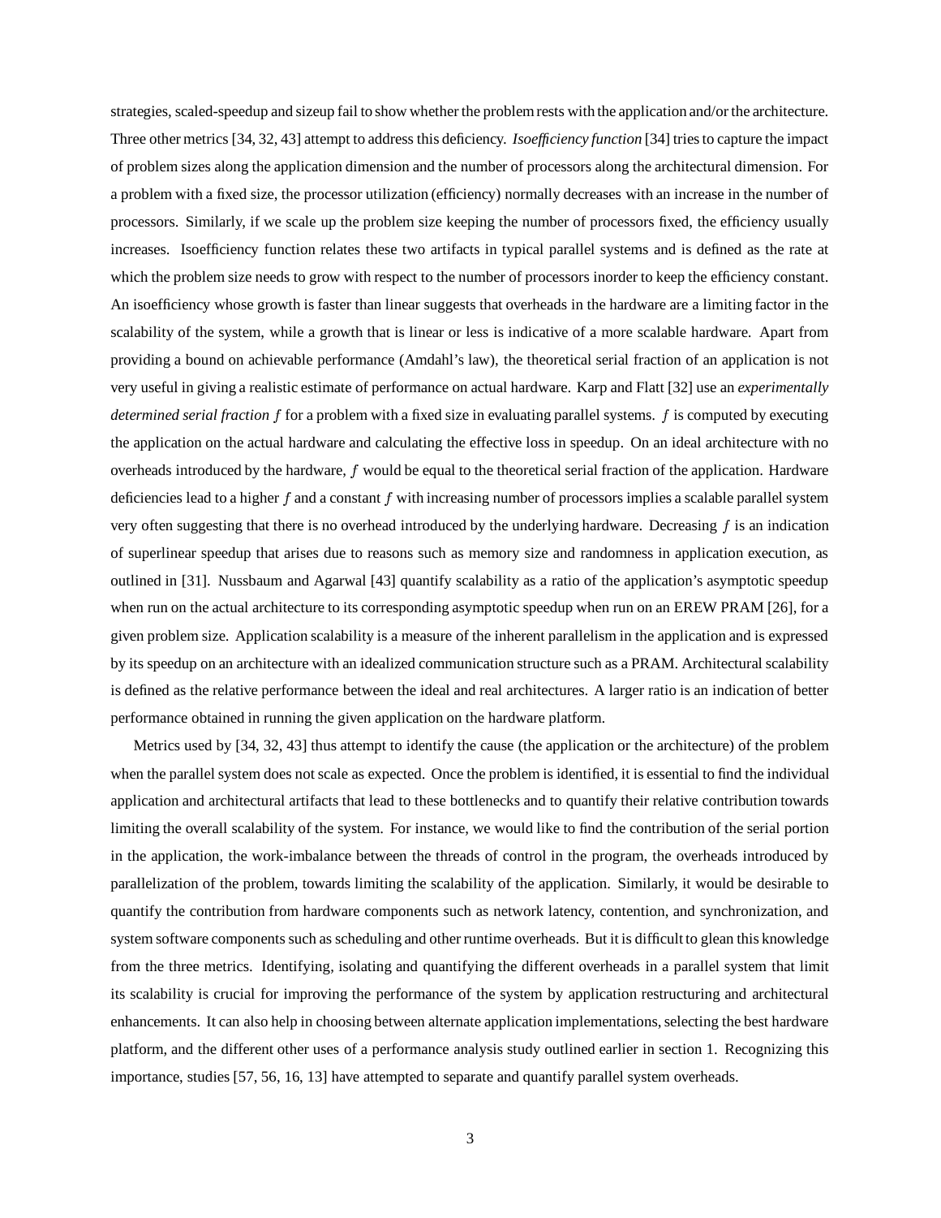strategies, scaled-speedup and sizeup fail to show whether the problem rests with the application and/or the architecture. Three other metrics [34, 32, 43] attempt to address this deficiency. *Isoefficiency function* [34] tries to capture the impact of problem sizes along the application dimension and the number of processors along the architectural dimension. For a problem with a fixed size, the processor utilization (efficiency) normally decreases with an increase in the number of processors. Similarly, if we scale up the problem size keeping the number of processors fixed, the efficiency usually increases. Isoefficiency function relates these two artifacts in typical parallel systems and is defined as the rate at which the problem size needs to grow with respect to the number of processors inorder to keep the efficiency constant. An isoefficiency whose growth is faster than linear suggests that overheads in the hardware are a limiting factor in the scalability of the system, while a growth that is linear or less is indicative of a more scalable hardware. Apart from providing a bound on achievable performance (Amdahl's law), the theoretical serial fraction of an application is not very useful in giving a realistic estimate of performance on actual hardware. Karp and Flatt [32] use an *experimentally determined serial fraction* $f$ for a problem with a fixed size in evaluating parallel systems. $f$ is computed by executing the application on the actual hardware and calculating the effective loss in speedup. On an ideal architecture with no overheads introduced by the hardware, $f$ would be equal to the theoretical serial fraction of the application. Hardware deficiencies lead to a higher $f$ and a constant $f$ with increasing number of processors implies a scalable parallel system very often suggesting that there is no overhead introduced by the underlying hardware. Decreasing $f$ is an indication of superlinear speedup that arises due to reasons such as memory size and randomness in application execution, as outlined in [31]. Nussbaum and Agarwal [43] quantify scalability as a ratio of the application's asymptotic speedup when run on the actual architecture to its corresponding asymptotic speedup when run on an EREW PRAM [26], for a given problem size. Application scalability is a measure of the inherent parallelism in the application and is expressed by its speedup on an architecture with an idealized communication structure such as a PRAM. Architectural scalability is defined as the relative performance between the ideal and real architectures. A larger ratio is an indication of better performance obtained in running the given application on the hardware platform.

Metrics used by [34, 32, 43] thus attempt to identify the cause (the application or the architecture) of the problem when the parallel system does not scale as expected. Once the problem is identified, it is essential to find the individual application and architectural artifacts that lead to these bottlenecks and to quantify their relative contribution towards limiting the overall scalability of the system. For instance, we would like to find the contribution of the serial portion in the application, the work-imbalance between the threads of control in the program, the overheads introduced by parallelization of the problem, towards limiting the scalability of the application. Similarly, it would be desirable to quantify the contribution from hardware components such as network latency, contention, and synchronization, and system software components such as scheduling and other runtime overheads. But it is difficult to glean this knowledge from the three metrics. Identifying, isolating and quantifying the different overheads in a parallel system that limit its scalability is crucial for improving the performance of the system by application restructuring and architectural enhancements. It can also help in choosing between alternate application implementations, selecting the best hardware platform, and the different other uses of a performance analysis study outlined earlier in section 1. Recognizing this importance, studies [57, 56, 16, 13] have attempted to separate and quantify parallel system overheads.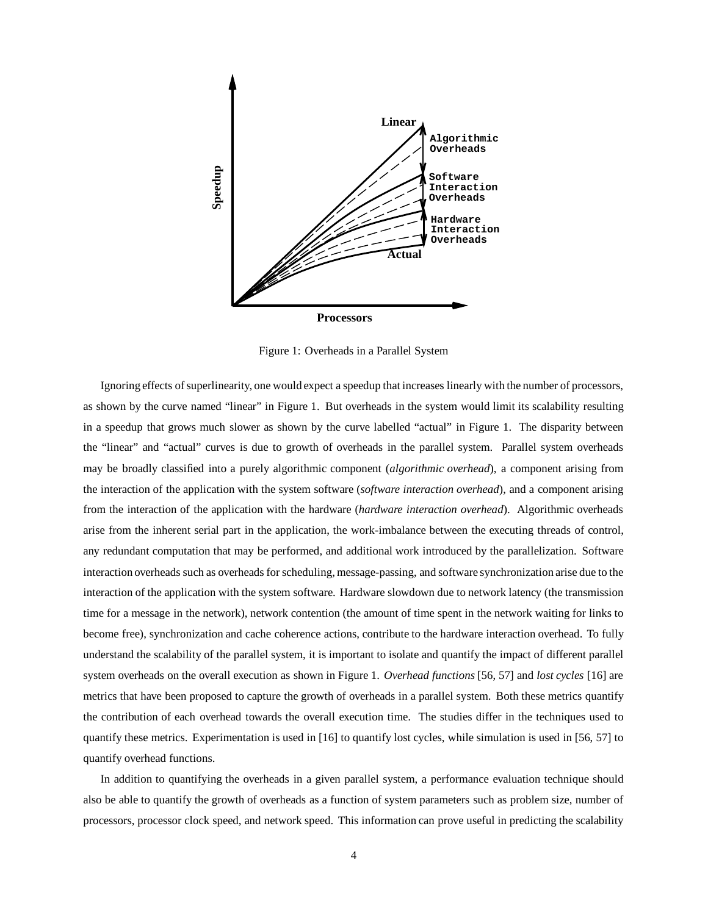Figure 1: Overheads in a Parallel System

Ignoring effects of superlinearity, one would expect a speedup that increases linearly with the number of processors, as shown by the curve named "linear" in Figure 1. But overheads in the system would limit its scalability resulting in a speedup that grows much slower as shown by the curve labelled "actual" in Figure 1. The disparity between the "linear" and "actual" curves is due to growth of overheads in the parallel system. Parallel system overheads may be broadly classified into a purely algorithmic component (*algorithmic overhead*), a component arising from the interaction of the application with the system software (*software interaction overhead*), and a component arising from the interaction of the application with the hardware (*hardware interaction overhead*). Algorithmic overheads arise from the inherent serial part in the application, the work-imbalance between the executing threads of control, any redundant computation that may be performed, and additional work introduced by the parallelization. Software interaction overheads such as overheads for scheduling, message-passing, and software synchronization arise due to the interaction of the application with the system software. Hardware slowdown due to network latency (the transmission time for a message in the network), network contention (the amount of time spent in the network waiting for links to become free), synchronization and cache coherence actions, contribute to the hardware interaction overhead. To fully understand the scalability of the parallel system, it is important to isolate and quantify the impact of different parallel system overheads on the overall execution as shown in Figure 1. *Overhead functions* [56, 57] and *lost cycles* [16] are metrics that have been proposed to capture the growth of overheads in a parallel system. Both these metrics quantify the contribution of each overhead towards the overall execution time. The studies differ in the techniques used to quantify these metrics. Experimentation is used in [16] to quantify lost cycles, while simulation is used in [56, 57] to quantify overhead functions.

In addition to quantifying the overheads in a given parallel system, a performance evaluation technique should also be able to quantify the growth of overheads as a function of system parameters such as problem size, number of processors, processor clock speed, and network speed. This information can prove useful in predicting the scalability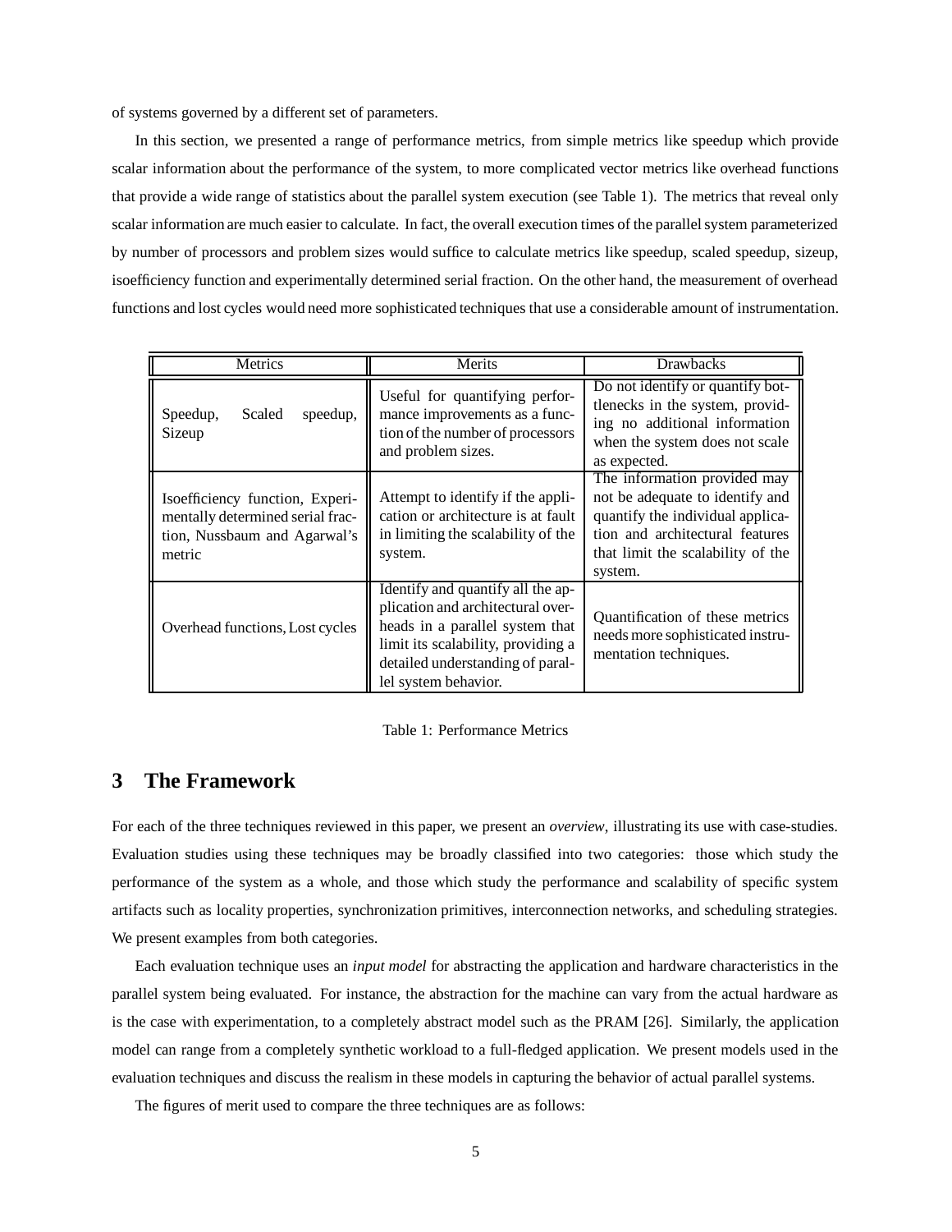of systems governed by a different set of parameters.

In this section, we presented a range of performance metrics, from simple metrics like speedup which provide scalar information about the performance of the system, to more complicated vector metrics like overhead functions that provide a wide range of statistics about the parallel system execution (see Table 1). The metrics that reveal only scalar information are much easier to calculate. In fact, the overall execution times of the parallel system parameterized by number of processors and problem sizes would suffice to calculate metrics like speedup, scaled speedup, sizeup, isoefficiency function and experimentally determined serial fraction. On the other hand, the measurement of overhead functions and lost cycles would need more sophisticated techniques that use a considerable amount of instrumentation.

| Metrics | Merits | Drawbacks |
|---|---|---|
| Speedup, Scaled speedup, Sizeup | Useful for quantifying performance improvements as a function of the number of processors and problem sizes. | Do not identify or quantify bottlenecks in the system, providing no additional information when the system does not scale as expected. |
| Isoefficiency function, Experimentally determined serial fraction, Nussbaum and Agarwal's metric | Attempt to identify if the application or architecture is at fault in limiting the scalability of the system. | The information provided may not be adequate to identify and quantify the individual application and architectural features that limit the scalability of the system. |
| Overhead functions, Lost cycles | Identify and quantify all the application and architectural overheads in a parallel system that limit its scalability, providing a detailed understanding of parallel system behavior. | Quantification of these metrics needs more sophisticated instrumentation techniques. |

Table 1: Performance Metrics

## 3 The Framework

For each of the three techniques reviewed in this paper, we present an *overview*, illustrating its use with case-studies. Evaluation studies using these techniques may be broadly classified into two categories: those which study the performance of the system as a whole, and those which study the performance and scalability of specific system artifacts such as locality properties, synchronization primitives, interconnection networks, and scheduling strategies. We present examples from both categories.

Each evaluation technique uses an *input model* for abstracting the application and hardware characteristics in the parallel system being evaluated. For instance, the abstraction for the machine can vary from the actual hardware as is the case with experimentation, to a completely abstract model such as the PRAM [26]. Similarly, the application model can range from a completely synthetic workload to a full-fledged application. We present models used in the evaluation techniques and discuss the realism in these models in capturing the behavior of actual parallel systems.

The figures of merit used to compare the three techniques are as follows: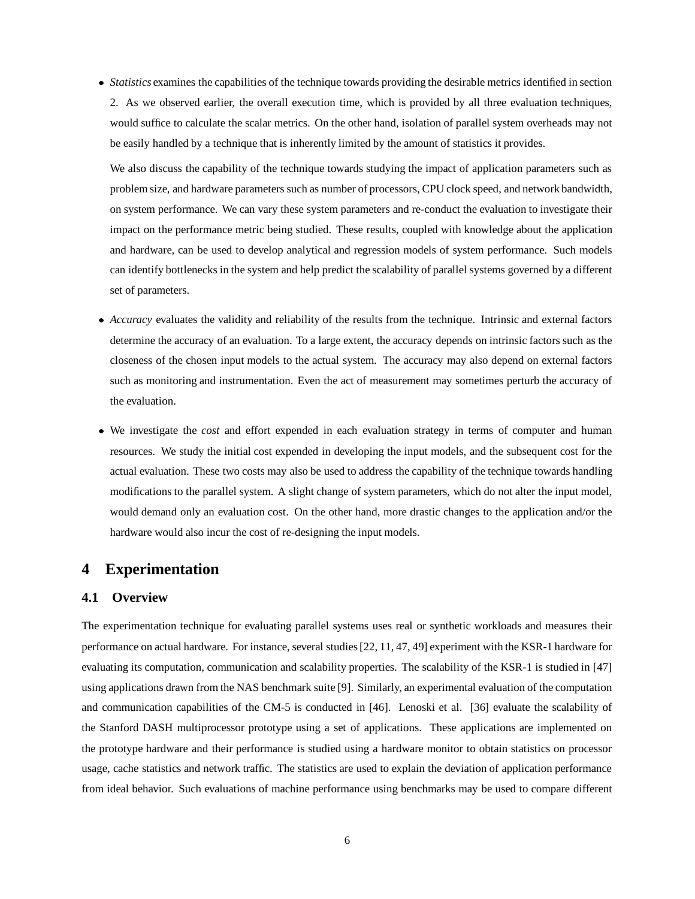- *Statistics* examines the capabilities of the technique towards providing the desirable metrics identified in section 2. As we observed earlier, the overall execution time, which is provided by all three evaluation techniques, would suffice to calculate the scalar metrics. On the other hand, isolation of parallel system overheads may not be easily handled by a technique that is inherently limited by the amount of statistics it provides.

  We also discuss the capability of the technique towards studying the impact of application parameters such as problem size, and hardware parameters such as number of processors, CPU clock speed, and network bandwidth, on system performance. We can vary these system parameters and re-conduct the evaluation to investigate their impact on the performance metric being studied. These results, coupled with knowledge about the application and hardware, can be used to develop analytical and regression models of system performance. Such models can identify bottlenecks in the system and help predict the scalability of parallel systems governed by a different set of parameters.

- *Accuracy* evaluates the validity and reliability of the results from the technique. Intrinsic and external factors determine the accuracy of an evaluation. To a large extent, the accuracy depends on intrinsic factors such as the closeness of the chosen input models to the actual system. The accuracy may also depend on external factors such as monitoring and instrumentation. Even the act of measurement may sometimes perturb the accuracy of the evaluation.

- We investigate the *cost* and effort expended in each evaluation strategy in terms of computer and human resources. We study the initial cost expended in developing the input models, and the subsequent cost for the actual evaluation. These two costs may also be used to address the capability of the technique towards handling modifications to the parallel system. A slight change of system parameters, which do not alter the input model, would demand only an evaluation cost. On the other hand, more drastic changes to the application and/or the hardware would also incur the cost of re-designing the input models.

# 4 Experimentation

## 4.1 Overview

The experimentation technique for evaluating parallel systems uses real or synthetic workloads and measures their performance on actual hardware. For instance, several studies [22, 11, 47, 49] experiment with the KSR-1 hardware for evaluating its computation, communication and scalability properties. The scalability of the KSR-1 is studied in [47] using applications drawn from the NAS benchmark suite [9]. Similarly, an experimental evaluation of the computation and communication capabilities of the CM-5 is conducted in [46]. Lenoski et al. [36] evaluate the scalability of the Stanford DASH multiprocessor prototype using a set of applications. These applications are implemented on the prototype hardware and their performance is studied using a hardware monitor to obtain statistics on processor usage, cache statistics and network traffic. The statistics are used to explain the deviation of application performance from ideal behavior. Such evaluations of machine performance using benchmarks may be used to compare different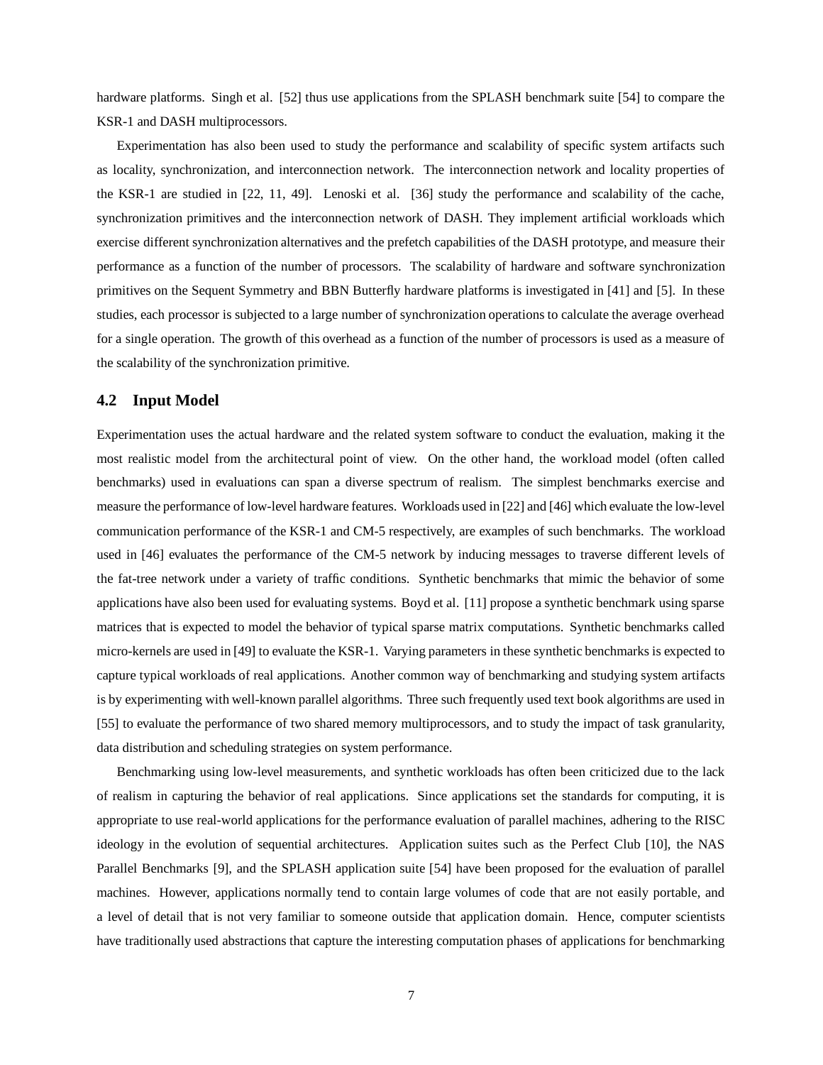hardware platforms. Singh et al. [52] thus use applications from the SPLASH benchmark suite [54] to compare the KSR-1 and DASH multiprocessors.

Experimentation has also been used to study the performance and scalability of specific system artifacts such as locality, synchronization, and interconnection network. The interconnection network and locality properties of the KSR-1 are studied in [22, 11, 49]. Lenoski et al. [36] study the performance and scalability of the cache, synchronization primitives and the interconnection network of DASH. They implement artificial workloads which exercise different synchronization alternatives and the prefetch capabilities of the DASH prototype, and measure their performance as a function of the number of processors. The scalability of hardware and software synchronization primitives on the Sequent Symmetry and BBN Butterfly hardware platforms is investigated in [41] and [5]. In these studies, each processor is subjected to a large number of synchronization operations to calculate the average overhead for a single operation. The growth of this overhead as a function of the number of processors is used as a measure of the scalability of the synchronization primitive.

## 4.2 Input Model

Experimentation uses the actual hardware and the related system software to conduct the evaluation, making it the most realistic model from the architectural point of view. On the other hand, the workload model (often called benchmarks) used in evaluations can span a diverse spectrum of realism. The simplest benchmarks exercise and measure the performance of low-level hardware features. Workloads used in [22] and [46] which evaluate the low-level communication performance of the KSR-1 and CM-5 respectively, are examples of such benchmarks. The workload used in [46] evaluates the performance of the CM-5 network by inducing messages to traverse different levels of the fat-tree network under a variety of traffic conditions. Synthetic benchmarks that mimic the behavior of some applications have also been used for evaluating systems. Boyd et al. [11] propose a synthetic benchmark using sparse matrices that is expected to model the behavior of typical sparse matrix computations. Synthetic benchmarks called micro-kernels are used in [49] to evaluate the KSR-1. Varying parameters in these synthetic benchmarks is expected to capture typical workloads of real applications. Another common way of benchmarking and studying system artifacts is by experimenting with well-known parallel algorithms. Three such frequently used text book algorithms are used in [55] to evaluate the performance of two shared memory multiprocessors, and to study the impact of task granularity, data distribution and scheduling strategies on system performance.

Benchmarking using low-level measurements, and synthetic workloads has often been criticized due to the lack of realism in capturing the behavior of real applications. Since applications set the standards for computing, it is appropriate to use real-world applications for the performance evaluation of parallel machines, adhering to the RISC ideology in the evolution of sequential architectures. Application suites such as the Perfect Club [10], the NAS Parallel Benchmarks [9], and the SPLASH application suite [54] have been proposed for the evaluation of parallel machines. However, applications normally tend to contain large volumes of code that are not easily portable, and a level of detail that is not very familiar to someone outside that application domain. Hence, computer scientists have traditionally used abstractions that capture the interesting computation phases of applications for benchmarking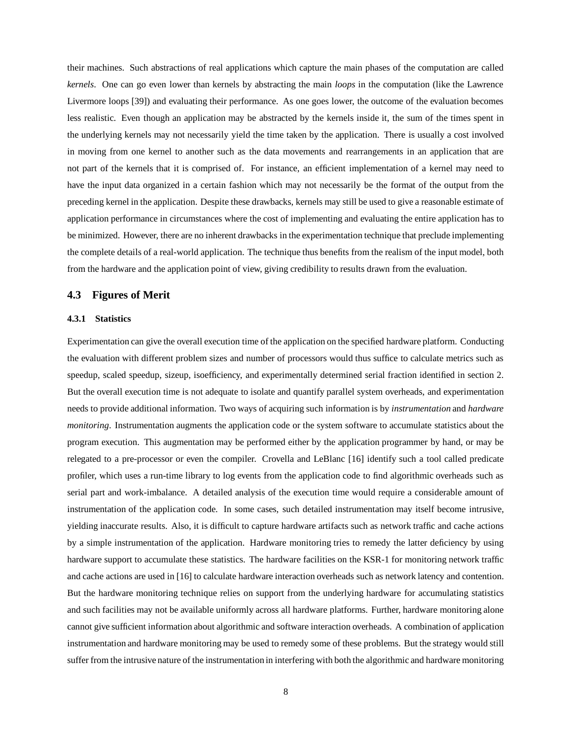their machines. Such abstractions of real applications which capture the main phases of the computation are called *kernels*. One can go even lower than kernels by abstracting the main *loops* in the computation (like the Lawrence Livermore loops [39]) and evaluating their performance. As one goes lower, the outcome of the evaluation becomes less realistic. Even though an application may be abstracted by the kernels inside it, the sum of the times spent in the underlying kernels may not necessarily yield the time taken by the application. There is usually a cost involved in moving from one kernel to another such as the data movements and rearrangements in an application that are not part of the kernels that it is comprised of. For instance, an efficient implementation of a kernel may need to have the input data organized in a certain fashion which may not necessarily be the format of the output from the preceding kernel in the application. Despite these drawbacks, kernels may still be used to give a reasonable estimate of application performance in circumstances where the cost of implementing and evaluating the entire application has to be minimized. However, there are no inherent drawbacks in the experimentation technique that preclude implementing the complete details of a real-world application. The technique thus benefits from the realism of the input model, both from the hardware and the application point of view, giving credibility to results drawn from the evaluation.

## 4.3 Figures of Merit

### 4.3.1 Statistics

Experimentation can give the overall execution time of the application on the specified hardware platform. Conducting the evaluation with different problem sizes and number of processors would thus suffice to calculate metrics such as speedup, scaled speedup, sizeup, isoefficiency, and experimentally determined serial fraction identified in section 2. But the overall execution time is not adequate to isolate and quantify parallel system overheads, and experimentation needs to provide additional information. Two ways of acquiring such information is by *instrumentation* and *hardware monitoring*. Instrumentation augments the application code or the system software to accumulate statistics about the program execution. This augmentation may be performed either by the application programmer by hand, or may be relegated to a pre-processor or even the compiler. Crovella and LeBlanc [16] identify such a tool called predicate profiler, which uses a run-time library to log events from the application code to find algorithmic overheads such as serial part and work-imbalance. A detailed analysis of the execution time would require a considerable amount of instrumentation of the application code. In some cases, such detailed instrumentation may itself become intrusive, yielding inaccurate results. Also, it is difficult to capture hardware artifacts such as network traffic and cache actions by a simple instrumentation of the application. Hardware monitoring tries to remedy the latter deficiency by using hardware support to accumulate these statistics. The hardware facilities on the KSR-1 for monitoring network traffic and cache actions are used in [16] to calculate hardware interaction overheads such as network latency and contention. But the hardware monitoring technique relies on support from the underlying hardware for accumulating statistics and such facilities may not be available uniformly across all hardware platforms. Further, hardware monitoring alone cannot give sufficient information about algorithmic and software interaction overheads. A combination of application instrumentation and hardware monitoring may be used to remedy some of these problems. But the strategy would still suffer from the intrusive nature of the instrumentation in interfering with both the algorithmic and hardware monitoring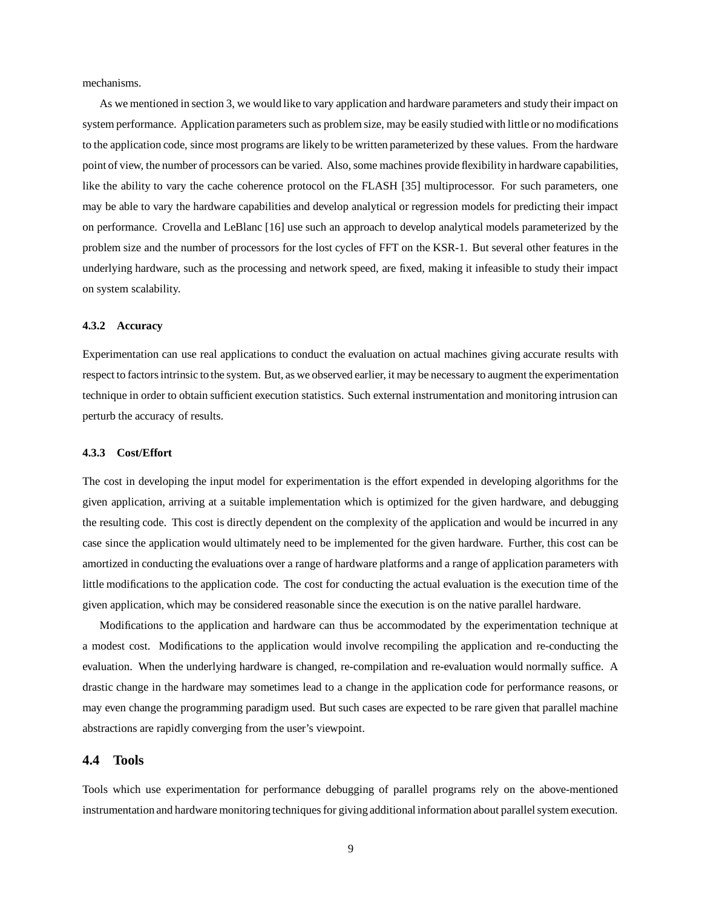mechanisms.

As we mentioned in section 3, we would like to vary application and hardware parameters and study their impact on system performance. Application parameters such as problem size, may be easily studied with little or no modifications to the application code, since most programs are likely to be written parameterized by these values. From the hardware point of view, the number of processors can be varied. Also, some machines provide flexibility in hardware capabilities, like the ability to vary the cache coherence protocol on the FLASH [35] multiprocessor. For such parameters, one may be able to vary the hardware capabilities and develop analytical or regression models for predicting their impact on performance. Crovella and LeBlanc [16] use such an approach to develop analytical models parameterized by the problem size and the number of processors for the lost cycles of FFT on the KSR-1. But several other features in the underlying hardware, such as the processing and network speed, are fixed, making it infeasible to study their impact on system scalability.

#### 4.3.2 Accuracy

Experimentation can use real applications to conduct the evaluation on actual machines giving accurate results with respect to factors intrinsic to the system. But, as we observed earlier, it may be necessary to augment the experimentation technique in order to obtain sufficient execution statistics. Such external instrumentation and monitoring intrusion can perturb the accuracy of results.

#### 4.3.3 Cost/Effort

The cost in developing the input model for experimentation is the effort expended in developing algorithms for the given application, arriving at a suitable implementation which is optimized for the given hardware, and debugging the resulting code. This cost is directly dependent on the complexity of the application and would be incurred in any case since the application would ultimately need to be implemented for the given hardware. Further, this cost can be amortized in conducting the evaluations over a range of hardware platforms and a range of application parameters with little modifications to the application code. The cost for conducting the actual evaluation is the execution time of the given application, which may be considered reasonable since the execution is on the native parallel hardware.

Modifications to the application and hardware can thus be accommodated by the experimentation technique at a modest cost. Modifications to the application would involve recompiling the application and re-conducting the evaluation. When the underlying hardware is changed, re-compilation and re-evaluation would normally suffice. A drastic change in the hardware may sometimes lead to a change in the application code for performance reasons, or may even change the programming paradigm used. But such cases are expected to be rare given that parallel machine abstractions are rapidly converging from the user's viewpoint.

### 4.4 Tools

Tools which use experimentation for performance debugging of parallel programs rely on the above-mentioned instrumentation and hardware monitoring techniques for giving additional information about parallel system execution.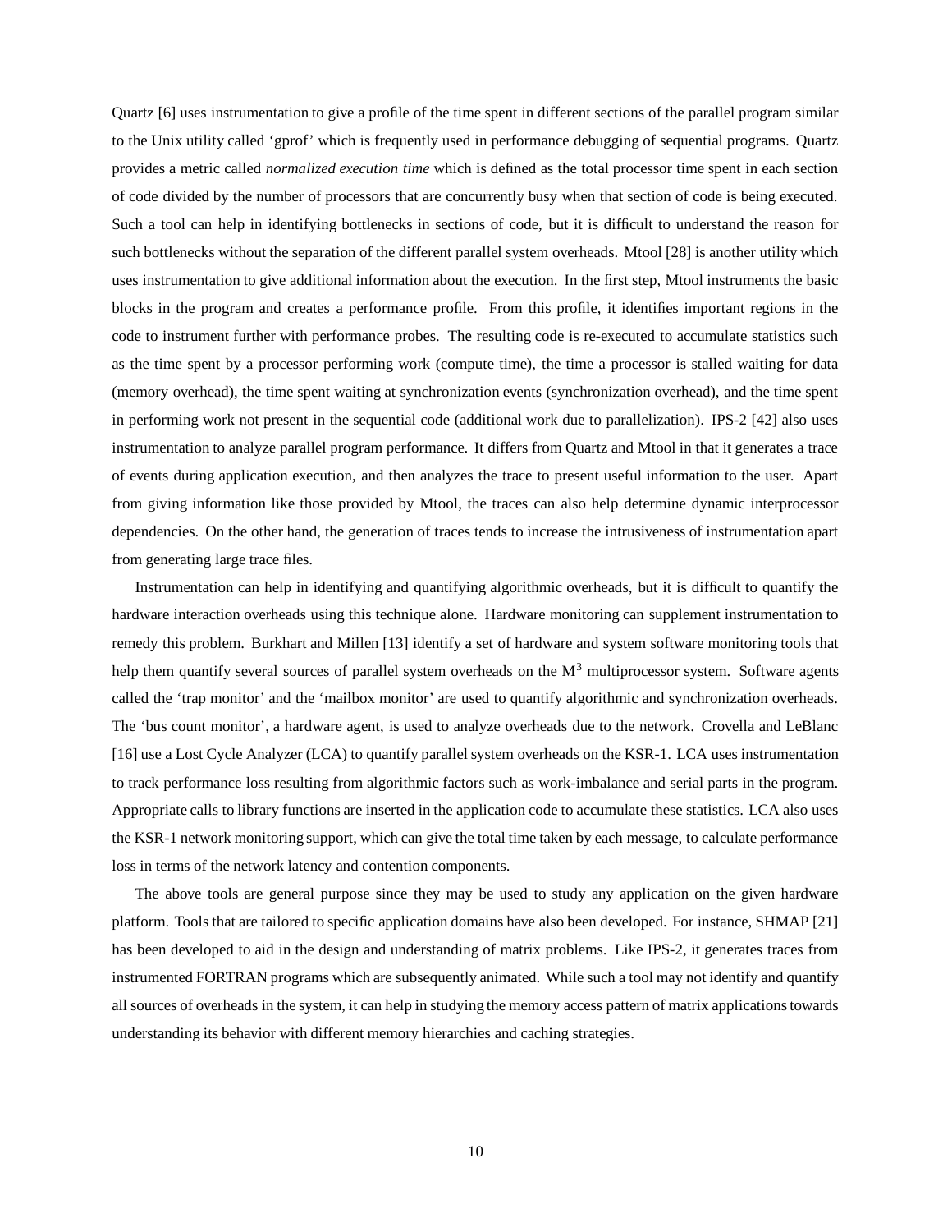Quartz [6] uses instrumentation to give a profile of the time spent in different sections of the parallel program similar to the Unix utility called 'gprof' which is frequently used in performance debugging of sequential programs. Quartz provides a metric called *normalized execution time* which is defined as the total processor time spent in each section of code divided by the number of processors that are concurrently busy when that section of code is being executed. Such a tool can help in identifying bottlenecks in sections of code, but it is difficult to understand the reason for such bottlenecks without the separation of the different parallel system overheads. Mtool [28] is another utility which uses instrumentation to give additional information about the execution. In the first step, Mtool instruments the basic blocks in the program and creates a performance profile. From this profile, it identifies important regions in the code to instrument further with performance probes. The resulting code is re-executed to accumulate statistics such as the time spent by a processor performing work (compute time), the time a processor is stalled waiting for data (memory overhead), the time spent waiting at synchronization events (synchronization overhead), and the time spent in performing work not present in the sequential code (additional work due to parallelization). IPS-2 [42] also uses instrumentation to analyze parallel program performance. It differs from Quartz and Mtool in that it generates a trace of events during application execution, and then analyzes the trace to present useful information to the user. Apart from giving information like those provided by Mtool, the traces can also help determine dynamic interprocessor dependencies. On the other hand, the generation of traces tends to increase the intrusiveness of instrumentation apart from generating large trace files.

Instrumentation can help in identifying and quantifying algorithmic overheads, but it is difficult to quantify the hardware interaction overheads using this technique alone. Hardware monitoring can supplement instrumentation to remedy this problem. Burkhart and Millen [13] identify a set of hardware and system software monitoring tools that help them quantify several sources of parallel system overheads on the $M^3$ multiprocessor system. Software agents called the 'trap monitor' and the 'mailbox monitor' are used to quantify algorithmic and synchronization overheads. The 'bus count monitor', a hardware agent, is used to analyze overheads due to the network. Crovella and LeBlanc [16] use a Lost Cycle Analyzer (LCA) to quantify parallel system overheads on the KSR-1. LCA uses instrumentation to track performance loss resulting from algorithmic factors such as work-imbalance and serial parts in the program. Appropriate calls to library functions are inserted in the application code to accumulate these statistics. LCA also uses the KSR-1 network monitoring support, which can give the total time taken by each message, to calculate performance loss in terms of the network latency and contention components.

The above tools are general purpose since they may be used to study any application on the given hardware platform. Tools that are tailored to specific application domains have also been developed. For instance, SHMAP [21] has been developed to aid in the design and understanding of matrix problems. Like IPS-2, it generates traces from instrumented FORTRAN programs which are subsequently animated. While such a tool may not identify and quantify all sources of overheads in the system, it can help in studying the memory access pattern of matrix applications towards understanding its behavior with different memory hierarchies and caching strategies.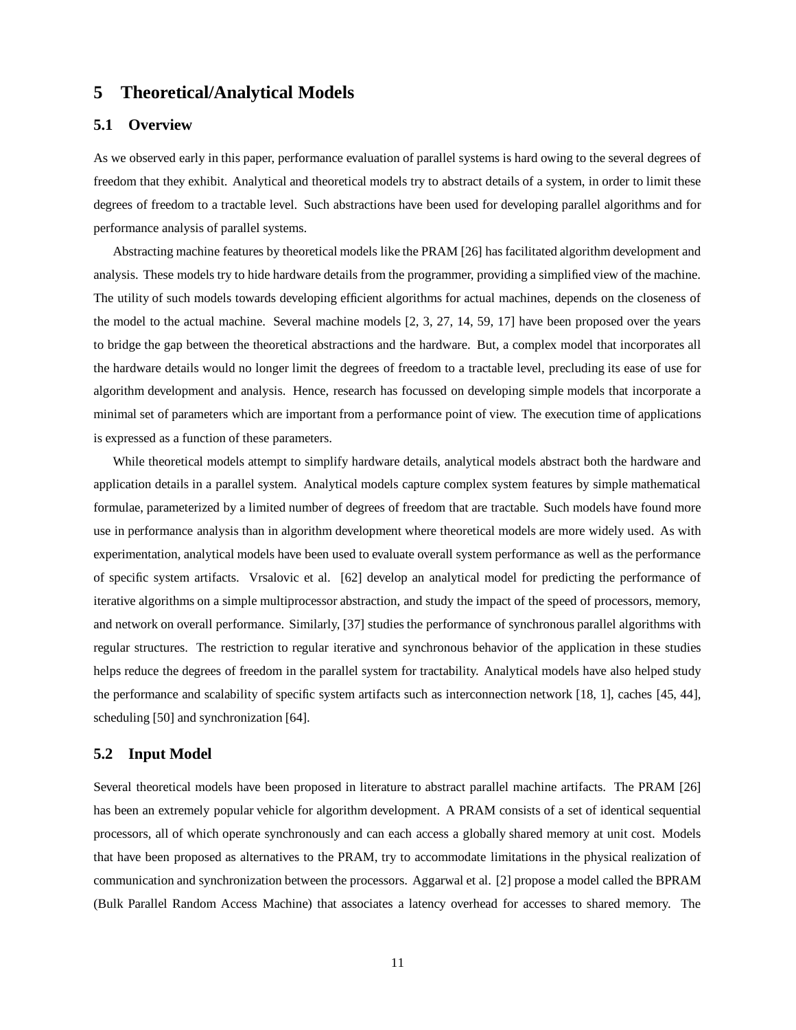# 5 Theoretical/Analytical Models

## 5.1 Overview

As we observed early in this paper, performance evaluation of parallel systems is hard owing to the several degrees of freedom that they exhibit. Analytical and theoretical models try to abstract details of a system, in order to limit these degrees of freedom to a tractable level. Such abstractions have been used for developing parallel algorithms and for performance analysis of parallel systems.

Abstracting machine features by theoretical models like the PRAM [26] has facilitated algorithm development and analysis. These models try to hide hardware details from the programmer, providing a simplified view of the machine. The utility of such models towards developing efficient algorithms for actual machines, depends on the closeness of the model to the actual machine. Several machine models [2, 3, 27, 14, 59, 17] have been proposed over the years to bridge the gap between the theoretical abstractions and the hardware. But, a complex model that incorporates all the hardware details would no longer limit the degrees of freedom to a tractable level, precluding its ease of use for algorithm development and analysis. Hence, research has focussed on developing simple models that incorporate a minimal set of parameters which are important from a performance point of view. The execution time of applications is expressed as a function of these parameters.

While theoretical models attempt to simplify hardware details, analytical models abstract both the hardware and application details in a parallel system. Analytical models capture complex system features by simple mathematical formulae, parameterized by a limited number of degrees of freedom that are tractable. Such models have found more use in performance analysis than in algorithm development where theoretical models are more widely used. As with experimentation, analytical models have been used to evaluate overall system performance as well as the performance of specific system artifacts. Vrsalovic et al. [62] develop an analytical model for predicting the performance of iterative algorithms on a simple multiprocessor abstraction, and study the impact of the speed of processors, memory, and network on overall performance. Similarly, [37] studies the performance of synchronous parallel algorithms with regular structures. The restriction to regular iterative and synchronous behavior of the application in these studies helps reduce the degrees of freedom in the parallel system for tractability. Analytical models have also helped study the performance and scalability of specific system artifacts such as interconnection network [18, 1], caches [45, 44], scheduling [50] and synchronization [64].

## 5.2 Input Model

Several theoretical models have been proposed in literature to abstract parallel machine artifacts. The PRAM [26] has been an extremely popular vehicle for algorithm development. A PRAM consists of a set of identical sequential processors, all of which operate synchronously and can each access a globally shared memory at unit cost. Models that have been proposed as alternatives to the PRAM, try to accommodate limitations in the physical realization of communication and synchronization between the processors. Aggarwal et al. [2] propose a model called the BPRAM (Bulk Parallel Random Access Machine) that associates a latency overhead for accesses to shared memory. The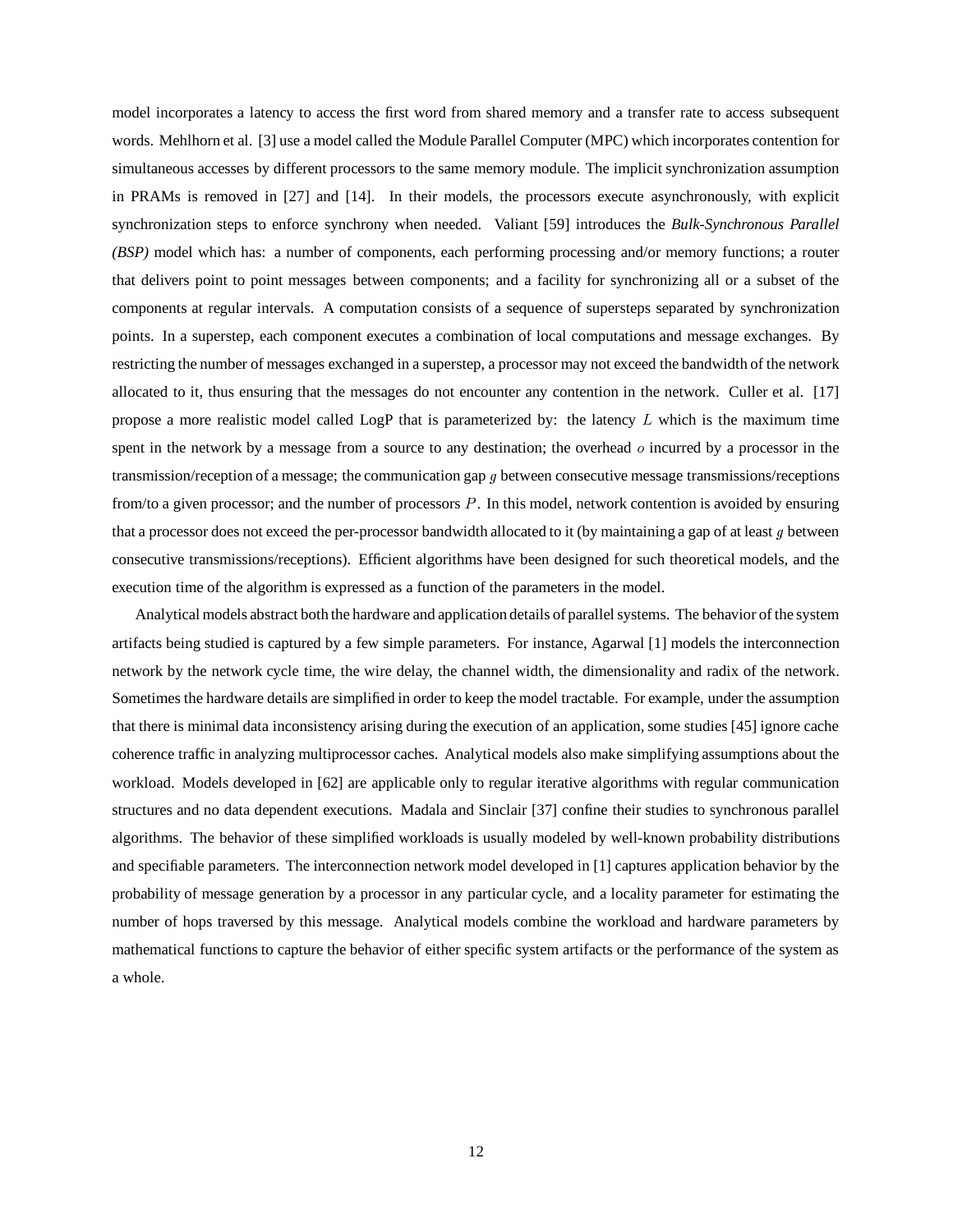model incorporates a latency to access the first word from shared memory and a transfer rate to access subsequent words. Mehlhorn et al. [3] use a model called the Module Parallel Computer (MPC) which incorporates contention for simultaneous accesses by different processors to the same memory module. The implicit synchronization assumption in PRAMs is removed in [27] and [14]. In their models, the processors execute asynchronously, with explicit synchronization steps to enforce synchrony when needed. Valiant [59] introduces the *Bulk-Synchronous Parallel (BSP)* model which has: a number of components, each performing processing and/or memory functions; a router that delivers point to point messages between components; and a facility for synchronizing all or a subset of the components at regular intervals. A computation consists of a sequence of supersteps separated by synchronization points. In a superstep, each component executes a combination of local computations and message exchanges. By restricting the number of messages exchanged in a superstep, a processor may not exceed the bandwidth of the network allocated to it, thus ensuring that the messages do not encounter any contention in the network. Culler et al. [17] propose a more realistic model called LogP that is parameterized by: the latency $L$ which is the maximum time spent in the network by a message from a source to any destination; the overhead $o$ incurred by a processor in the transmission/reception of a message; the communication gap $g$ between consecutive message transmissions/receptions from/to a given processor; and the number of processors $P$. In this model, network contention is avoided by ensuring that a processor does not exceed the per-processor bandwidth allocated to it (by maintaining a gap of at least $g$ between consecutive transmissions/receptions). Efficient algorithms have been designed for such theoretical models, and the execution time of the algorithm is expressed as a function of the parameters in the model.

Analytical models abstract both the hardware and application details of parallel systems. The behavior of the system artifacts being studied is captured by a few simple parameters. For instance, Agarwal [1] models the interconnection network by the network cycle time, the wire delay, the channel width, the dimensionality and radix of the network. Sometimes the hardware details are simplified in order to keep the model tractable. For example, under the assumption that there is minimal data inconsistency arising during the execution of an application, some studies [45] ignore cache coherence traffic in analyzing multiprocessor caches. Analytical models also make simplifying assumptions about the workload. Models developed in [62] are applicable only to regular iterative algorithms with regular communication structures and no data dependent executions. Madala and Sinclair [37] confine their studies to synchronous parallel algorithms. The behavior of these simplified workloads is usually modeled by well-known probability distributions and specifiable parameters. The interconnection network model developed in [1] captures application behavior by the probability of message generation by a processor in any particular cycle, and a locality parameter for estimating the number of hops traversed by this message. Analytical models combine the workload and hardware parameters by mathematical functions to capture the behavior of either specific system artifacts or the performance of the system as a whole.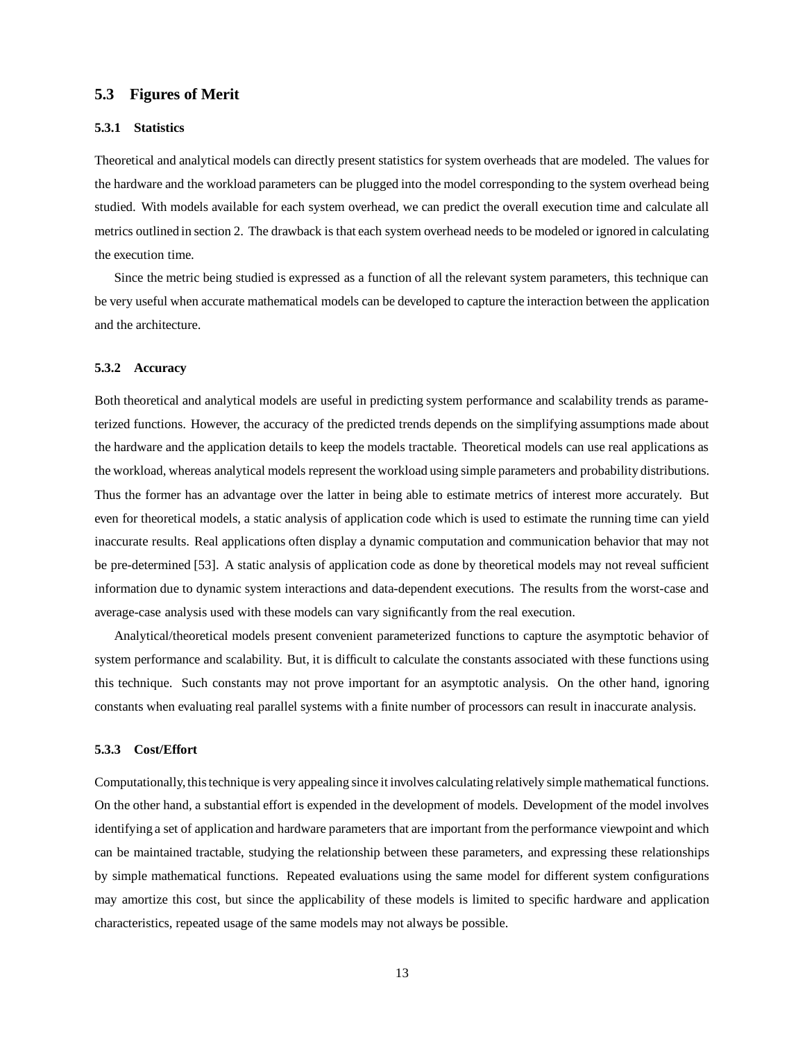## 5.3 Figures of Merit

### 5.3.1 Statistics

Theoretical and analytical models can directly present statistics for system overheads that are modeled. The values for the hardware and the workload parameters can be plugged into the model corresponding to the system overhead being studied. With models available for each system overhead, we can predict the overall execution time and calculate all metrics outlined in section 2. The drawback is that each system overhead needs to be modeled or ignored in calculating the execution time.

Since the metric being studied is expressed as a function of all the relevant system parameters, this technique can be very useful when accurate mathematical models can be developed to capture the interaction between the application and the architecture.

### 5.3.2 Accuracy

Both theoretical and analytical models are useful in predicting system performance and scalability trends as parameterized functions. However, the accuracy of the predicted trends depends on the simplifying assumptions made about the hardware and the application details to keep the models tractable. Theoretical models can use real applications as the workload, whereas analytical models represent the workload using simple parameters and probability distributions. Thus the former has an advantage over the latter in being able to estimate metrics of interest more accurately. But even for theoretical models, a static analysis of application code which is used to estimate the running time can yield inaccurate results. Real applications often display a dynamic computation and communication behavior that may not be pre-determined [53]. A static analysis of application code as done by theoretical models may not reveal sufficient information due to dynamic system interactions and data-dependent executions. The results from the worst-case and average-case analysis used with these models can vary significantly from the real execution.

Analytical/theoretical models present convenient parameterized functions to capture the asymptotic behavior of system performance and scalability. But, it is difficult to calculate the constants associated with these functions using this technique. Such constants may not prove important for an asymptotic analysis. On the other hand, ignoring constants when evaluating real parallel systems with a finite number of processors can result in inaccurate analysis.

### 5.3.3 Cost/Effort

Computationally, this technique is very appealing since it involves calculating relatively simple mathematical functions. On the other hand, a substantial effort is expended in the development of models. Development of the model involves identifying a set of application and hardware parameters that are important from the performance viewpoint and which can be maintained tractable, studying the relationship between these parameters, and expressing these relationships by simple mathematical functions. Repeated evaluations using the same model for different system configurations may amortize this cost, but since the applicability of these models is limited to specific hardware and application characteristics, repeated usage of the same models may not always be possible.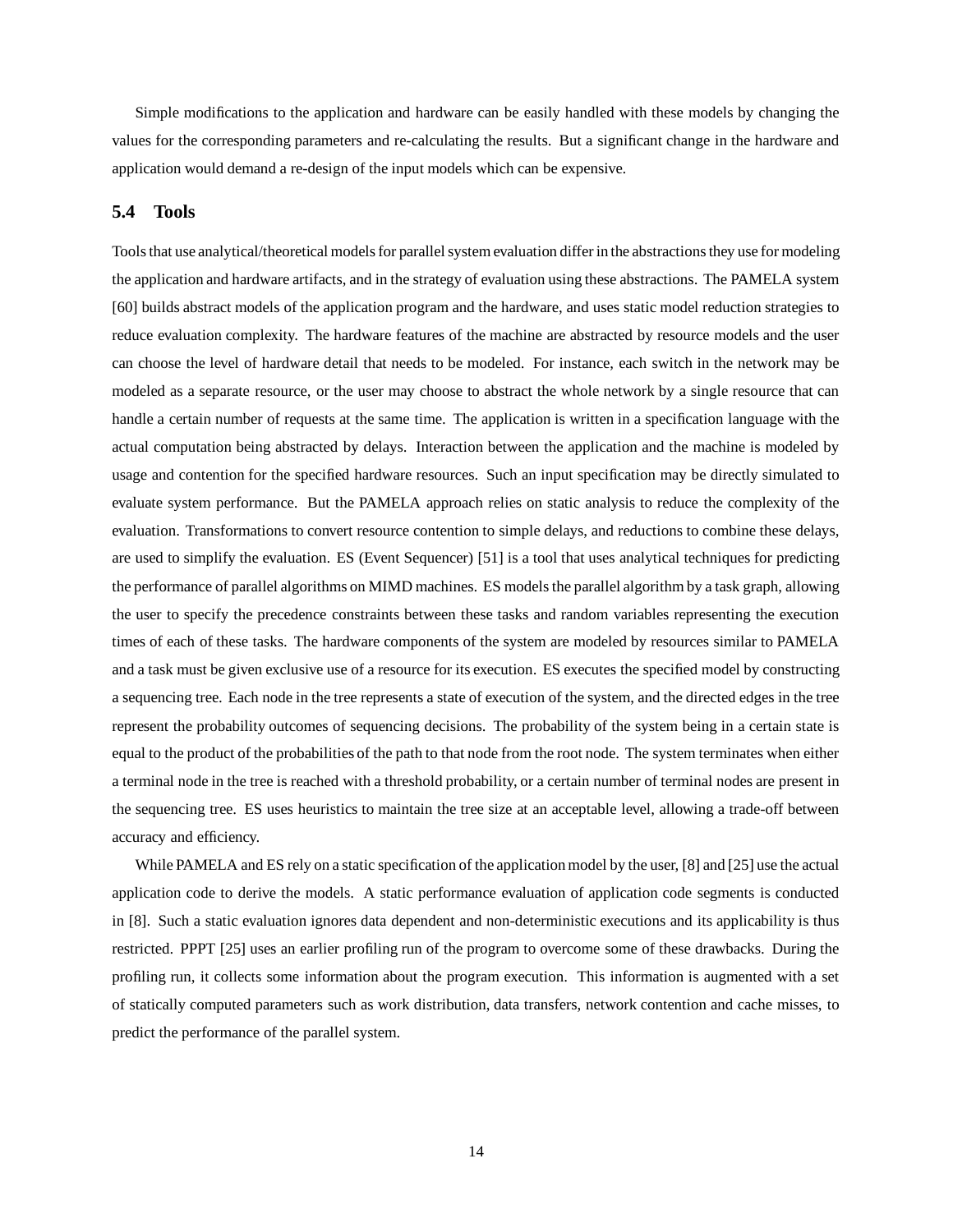Simple modifications to the application and hardware can be easily handled with these models by changing the values for the corresponding parameters and re-calculating the results. But a significant change in the hardware and application would demand a re-design of the input models which can be expensive.

## 5.4 Tools

Tools that use analytical/theoretical models for parallel system evaluation differ in the abstractions they use for modeling the application and hardware artifacts, and in the strategy of evaluation using these abstractions. The PAMELA system [60] builds abstract models of the application program and the hardware, and uses static model reduction strategies to reduce evaluation complexity. The hardware features of the machine are abstracted by resource models and the user can choose the level of hardware detail that needs to be modeled. For instance, each switch in the network may be modeled as a separate resource, or the user may choose to abstract the whole network by a single resource that can handle a certain number of requests at the same time. The application is written in a specification language with the actual computation being abstracted by delays. Interaction between the application and the machine is modeled by usage and contention for the specified hardware resources. Such an input specification may be directly simulated to evaluate system performance. But the PAMELA approach relies on static analysis to reduce the complexity of the evaluation. Transformations to convert resource contention to simple delays, and reductions to combine these delays, are used to simplify the evaluation. ES (Event Sequencer) [51] is a tool that uses analytical techniques for predicting the performance of parallel algorithms on MIMD machines. ES models the parallel algorithm by a task graph, allowing the user to specify the precedence constraints between these tasks and random variables representing the execution times of each of these tasks. The hardware components of the system are modeled by resources similar to PAMELA and a task must be given exclusive use of a resource for its execution. ES executes the specified model by constructing a sequencing tree. Each node in the tree represents a state of execution of the system, and the directed edges in the tree represent the probability outcomes of sequencing decisions. The probability of the system being in a certain state is equal to the product of the probabilities of the path to that node from the root node. The system terminates when either a terminal node in the tree is reached with a threshold probability, or a certain number of terminal nodes are present in the sequencing tree. ES uses heuristics to maintain the tree size at an acceptable level, allowing a trade-off between accuracy and efficiency.

While PAMELA and ES rely on a static specification of the application model by the user, [8] and [25] use the actual application code to derive the models. A static performance evaluation of application code segments is conducted in [8]. Such a static evaluation ignores data dependent and non-deterministic executions and its applicability is thus restricted. PPPT [25] uses an earlier profiling run of the program to overcome some of these drawbacks. During the profiling run, it collects some information about the program execution. This information is augmented with a set of statically computed parameters such as work distribution, data transfers, network contention and cache misses, to predict the performance of the parallel system.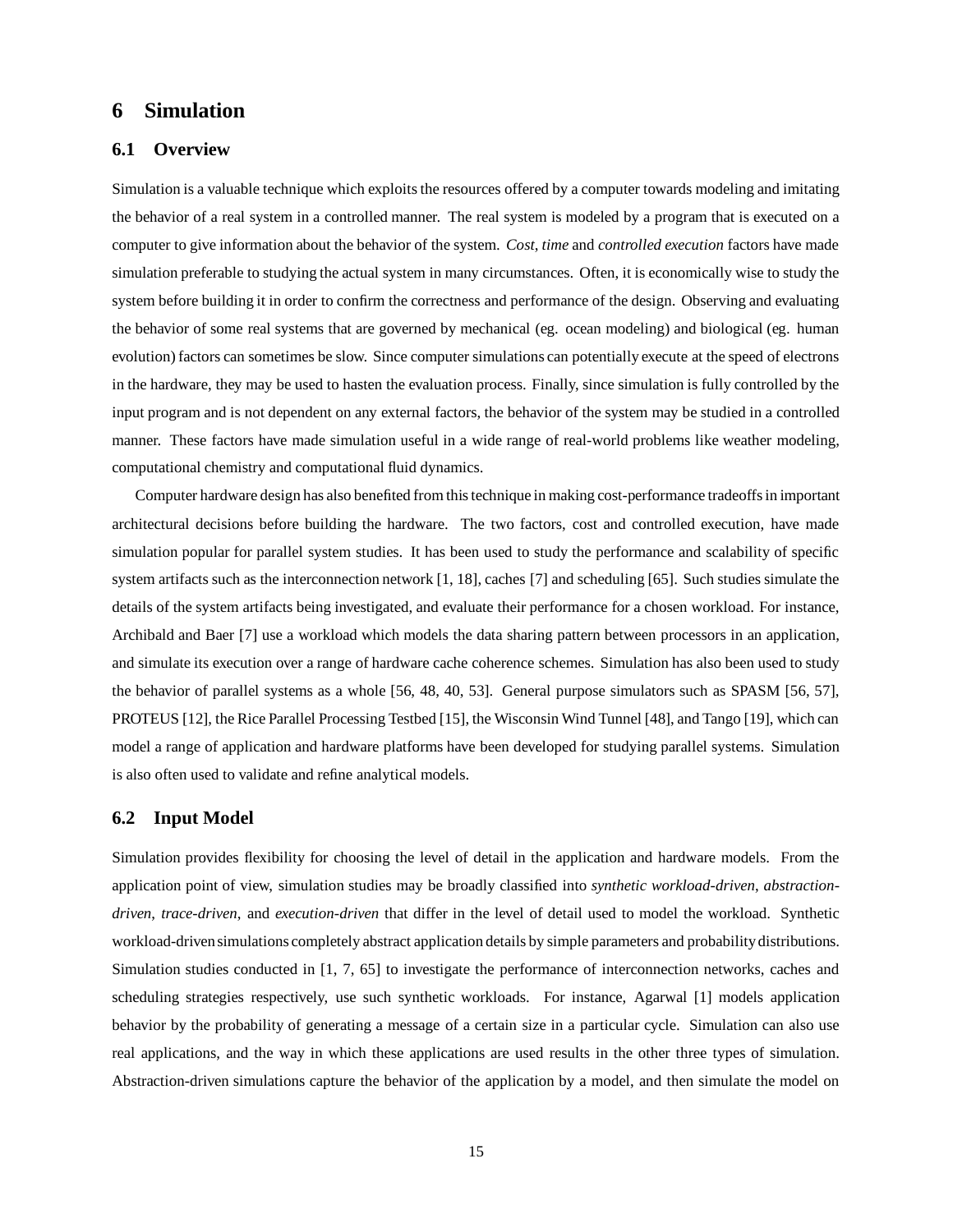# 6 Simulation

## 6.1 Overview

Simulation is a valuable technique which exploits the resources offered by a computer towards modeling and imitating the behavior of a real system in a controlled manner. The real system is modeled by a program that is executed on a computer to give information about the behavior of the system. *Cost*, *time* and *controlled execution* factors have made simulation preferable to studying the actual system in many circumstances. Often, it is economically wise to study the system before building it in order to confirm the correctness and performance of the design. Observing and evaluating the behavior of some real systems that are governed by mechanical (eg. ocean modeling) and biological (eg. human evolution) factors can sometimes be slow. Since computer simulations can potentially execute at the speed of electrons in the hardware, they may be used to hasten the evaluation process. Finally, since simulation is fully controlled by the input program and is not dependent on any external factors, the behavior of the system may be studied in a controlled manner. These factors have made simulation useful in a wide range of real-world problems like weather modeling, computational chemistry and computational fluid dynamics.

Computer hardware design has also benefited from this technique in making cost-performance tradeoffs in important architectural decisions before building the hardware. The two factors, cost and controlled execution, have made simulation popular for parallel system studies. It has been used to study the performance and scalability of specific system artifacts such as the interconnection network [1, 18], caches [7] and scheduling [65]. Such studies simulate the details of the system artifacts being investigated, and evaluate their performance for a chosen workload. For instance, Archibald and Baer [7] use a workload which models the data sharing pattern between processors in an application, and simulate its execution over a range of hardware cache coherence schemes. Simulation has also been used to study the behavior of parallel systems as a whole [56, 48, 40, 53]. General purpose simulators such as SPASM [56, 57], PROTEUS [12], the Rice Parallel Processing Testbed [15], the Wisconsin Wind Tunnel [48], and Tango [19], which can model a range of application and hardware platforms have been developed for studying parallel systems. Simulation is also often used to validate and refine analytical models.

## 6.2 Input Model

Simulation provides flexibility for choosing the level of detail in the application and hardware models. From the application point of view, simulation studies may be broadly classified into *synthetic workload-driven*, *abstraction-driven*, *trace-driven*, and *execution-driven* that differ in the level of detail used to model the workload. Synthetic workload-driven simulations completely abstract application details by simple parameters and probability distributions. Simulation studies conducted in [1, 7, 65] to investigate the performance of interconnection networks, caches and scheduling strategies respectively, use such synthetic workloads. For instance, Agarwal [1] models application behavior by the probability of generating a message of a certain size in a particular cycle. Simulation can also use real applications, and the way in which these applications are used results in the other three types of simulation. Abstraction-driven simulations capture the behavior of the application by a model, and then simulate the model on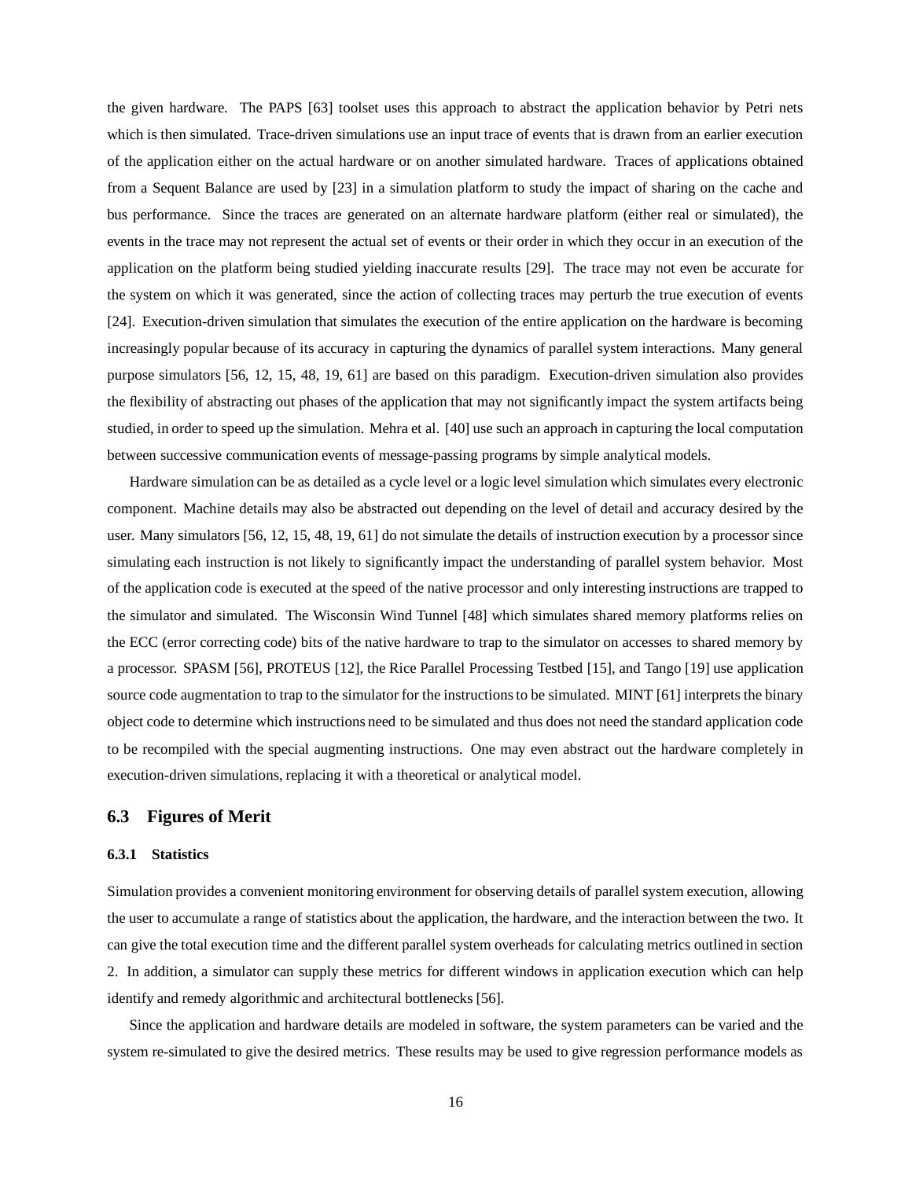the given hardware. The PAPS [63] toolset uses this approach to abstract the application behavior by Petri nets which is then simulated. Trace-driven simulations use an input trace of events that is drawn from an earlier execution of the application either on the actual hardware or on another simulated hardware. Traces of applications obtained from a Sequent Balance are used by [23] in a simulation platform to study the impact of sharing on the cache and bus performance. Since the traces are generated on an alternate hardware platform (either real or simulated), the events in the trace may not represent the actual set of events or their order in which they occur in an execution of the application on the platform being studied yielding inaccurate results [29]. The trace may not even be accurate for the system on which it was generated, since the action of collecting traces may perturb the true execution of events [24]. Execution-driven simulation that simulates the execution of the entire application on the hardware is becoming increasingly popular because of its accuracy in capturing the dynamics of parallel system interactions. Many general purpose simulators [56, 12, 15, 48, 19, 61] are based on this paradigm. Execution-driven simulation also provides the flexibility of abstracting out phases of the application that may not significantly impact the system artifacts being studied, in order to speed up the simulation. Mehra et al. [40] use such an approach in capturing the local computation between successive communication events of message-passing programs by simple analytical models.

Hardware simulation can be as detailed as a cycle level or a logic level simulation which simulates every electronic component. Machine details may also be abstracted out depending on the level of detail and accuracy desired by the user. Many simulators [56, 12, 15, 48, 19, 61] do not simulate the details of instruction execution by a processor since simulating each instruction is not likely to significantly impact the understanding of parallel system behavior. Most of the application code is executed at the speed of the native processor and only interesting instructions are trapped to the simulator and simulated. The Wisconsin Wind Tunnel [48] which simulates shared memory platforms relies on the ECC (error correcting code) bits of the native hardware to trap to the simulator on accesses to shared memory by a processor. SPASM [56], PROTEUS [12], the Rice Parallel Processing Testbed [15], and Tango [19] use application source code augmentation to trap to the simulator for the instructions to be simulated. MINT [61] interprets the binary object code to determine which instructions need to be simulated and thus does not need the standard application code to be recompiled with the special augmenting instructions. One may even abstract out the hardware completely in execution-driven simulations, replacing it with a theoretical or analytical model.

## 6.3 Figures of Merit

### 6.3.1 Statistics

Simulation provides a convenient monitoring environment for observing details of parallel system execution, allowing the user to accumulate a range of statistics about the application, the hardware, and the interaction between the two. It can give the total execution time and the different parallel system overheads for calculating metrics outlined in section 2. In addition, a simulator can supply these metrics for different windows in application execution which can help identify and remedy algorithmic and architectural bottlenecks [56].

Since the application and hardware details are modeled in software, the system parameters can be varied and the system re-simulated to give the desired metrics. These results may be used to give regression performance models as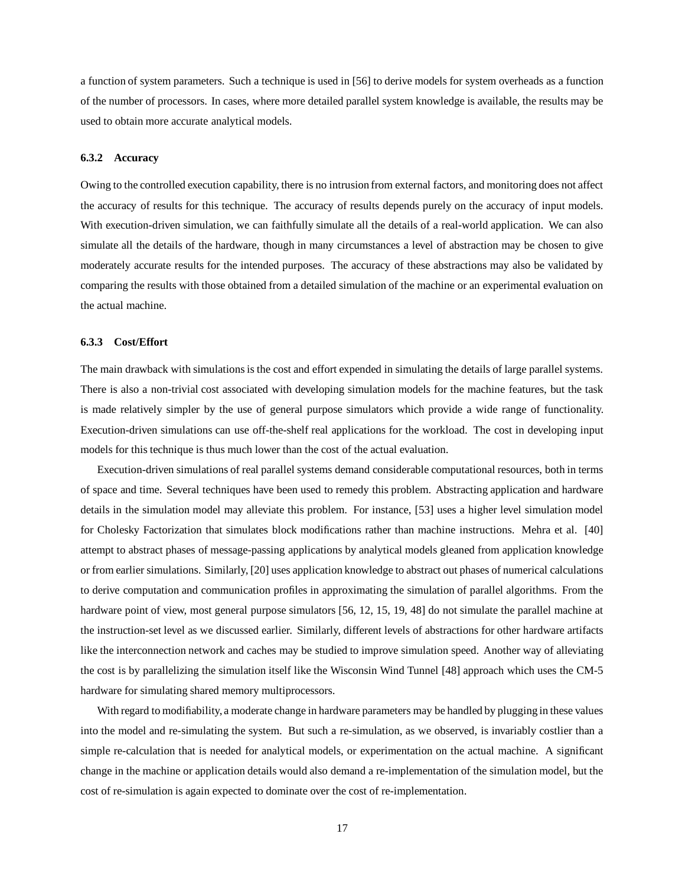a function of system parameters. Such a technique is used in [56] to derive models for system overheads as a function of the number of processors. In cases, where more detailed parallel system knowledge is available, the results may be used to obtain more accurate analytical models.

#### 6.3.2 Accuracy

Owing to the controlled execution capability, there is no intrusion from external factors, and monitoring does not affect the accuracy of results for this technique. The accuracy of results depends purely on the accuracy of input models. With execution-driven simulation, we can faithfully simulate all the details of a real-world application. We can also simulate all the details of the hardware, though in many circumstances a level of abstraction may be chosen to give moderately accurate results for the intended purposes. The accuracy of these abstractions may also be validated by comparing the results with those obtained from a detailed simulation of the machine or an experimental evaluation on the actual machine.

#### 6.3.3 Cost/Effort

The main drawback with simulations is the cost and effort expended in simulating the details of large parallel systems. There is also a non-trivial cost associated with developing simulation models for the machine features, but the task is made relatively simpler by the use of general purpose simulators which provide a wide range of functionality. Execution-driven simulations can use off-the-shelf real applications for the workload. The cost in developing input models for this technique is thus much lower than the cost of the actual evaluation.

Execution-driven simulations of real parallel systems demand considerable computational resources, both in terms of space and time. Several techniques have been used to remedy this problem. Abstracting application and hardware details in the simulation model may alleviate this problem. For instance, [53] uses a higher level simulation model for Cholesky Factorization that simulates block modifications rather than machine instructions. Mehra et al. [40] attempt to abstract phases of message-passing applications by analytical models gleaned from application knowledge or from earlier simulations. Similarly, [20] uses application knowledge to abstract out phases of numerical calculations to derive computation and communication profiles in approximating the simulation of parallel algorithms. From the hardware point of view, most general purpose simulators [56, 12, 15, 19, 48] do not simulate the parallel machine at the instruction-set level as we discussed earlier. Similarly, different levels of abstractions for other hardware artifacts like the interconnection network and caches may be studied to improve simulation speed. Another way of alleviating the cost is by parallelizing the simulation itself like the Wisconsin Wind Tunnel [48] approach which uses the CM-5 hardware for simulating shared memory multiprocessors.

With regard to modifiability, a moderate change in hardware parameters may be handled by plugging in these values into the model and re-simulating the system. But such a re-simulation, as we observed, is invariably costlier than a simple re-calculation that is needed for analytical models, or experimentation on the actual machine. A significant change in the machine or application details would also demand a re-implementation of the simulation model, but the cost of re-simulation is again expected to dominate over the cost of re-implementation.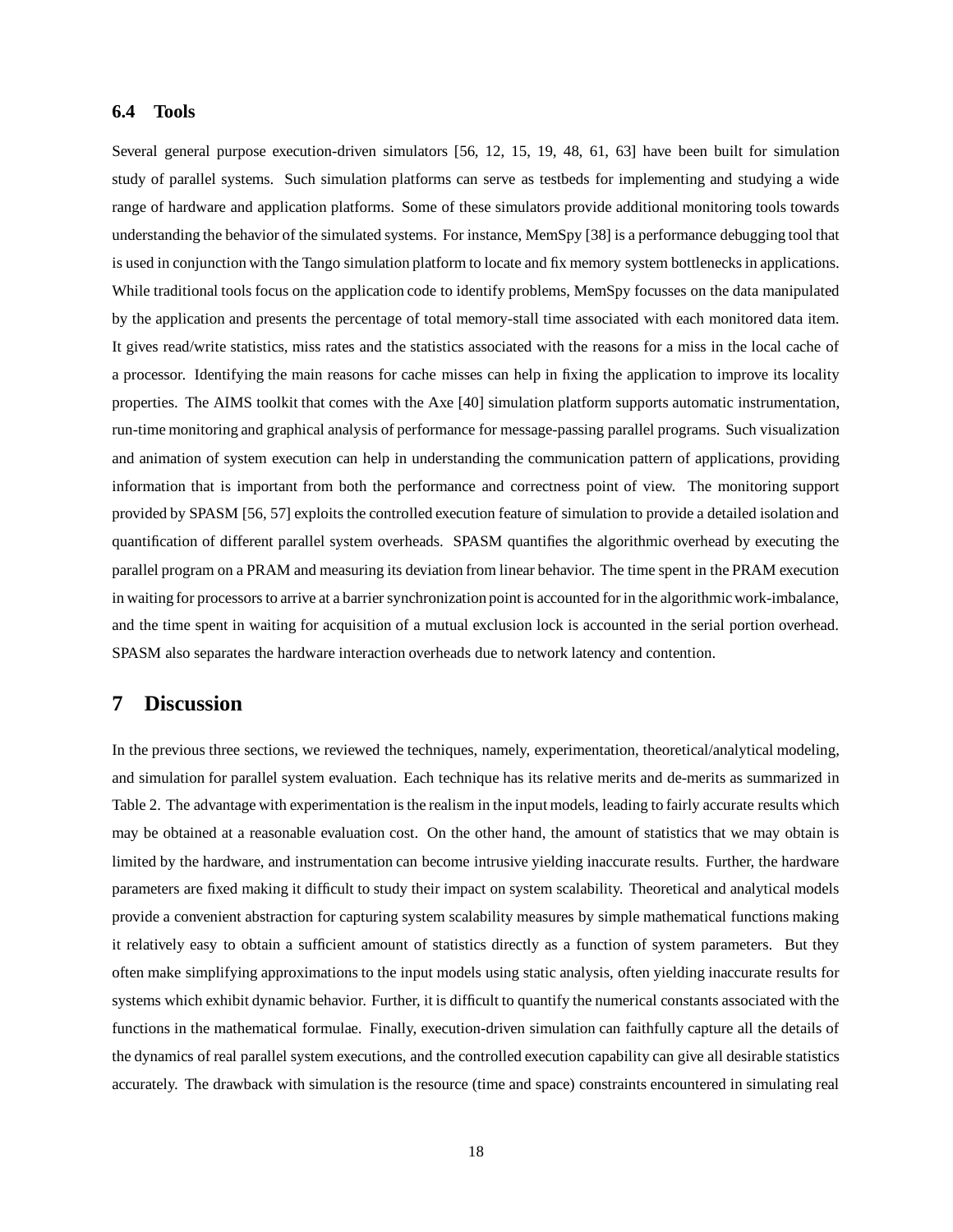### 6.4 Tools

Several general purpose execution-driven simulators [56, 12, 15, 19, 48, 61, 63] have been built for simulation study of parallel systems. Such simulation platforms can serve as testbeds for implementing and studying a wide range of hardware and application platforms. Some of these simulators provide additional monitoring tools towards understanding the behavior of the simulated systems. For instance, MemSpy [38] is a performance debugging tool that is used in conjunction with the Tango simulation platform to locate and fix memory system bottlenecks in applications. While traditional tools focus on the application code to identify problems, MemSpy focusses on the data manipulated by the application and presents the percentage of total memory-stall time associated with each monitored data item. It gives read/write statistics, miss rates and the statistics associated with the reasons for a miss in the local cache of a processor. Identifying the main reasons for cache misses can help in fixing the application to improve its locality properties. The AIMS toolkit that comes with the Axe [40] simulation platform supports automatic instrumentation, run-time monitoring and graphical analysis of performance for message-passing parallel programs. Such visualization and animation of system execution can help in understanding the communication pattern of applications, providing information that is important from both the performance and correctness point of view. The monitoring support provided by SPASM [56, 57] exploits the controlled execution feature of simulation to provide a detailed isolation and quantification of different parallel system overheads. SPASM quantifies the algorithmic overhead by executing the parallel program on a PRAM and measuring its deviation from linear behavior. The time spent in the PRAM execution in waiting for processors to arrive at a barrier synchronization point is accounted for in the algorithmic work-imbalance, and the time spent in waiting for acquisition of a mutual exclusion lock is accounted in the serial portion overhead. SPASM also separates the hardware interaction overheads due to network latency and contention.

## 7 Discussion

In the previous three sections, we reviewed the techniques, namely, experimentation, theoretical/analytical modeling, and simulation for parallel system evaluation. Each technique has its relative merits and de-merits as summarized in Table 2. The advantage with experimentation is the realism in the input models, leading to fairly accurate results which may be obtained at a reasonable evaluation cost. On the other hand, the amount of statistics that we may obtain is limited by the hardware, and instrumentation can become intrusive yielding inaccurate results. Further, the hardware parameters are fixed making it difficult to study their impact on system scalability. Theoretical and analytical models provide a convenient abstraction for capturing system scalability measures by simple mathematical functions making it relatively easy to obtain a sufficient amount of statistics directly as a function of system parameters. But they often make simplifying approximations to the input models using static analysis, often yielding inaccurate results for systems which exhibit dynamic behavior. Further, it is difficult to quantify the numerical constants associated with the functions in the mathematical formulae. Finally, execution-driven simulation can faithfully capture all the details of the dynamics of real parallel system executions, and the controlled execution capability can give all desirable statistics accurately. The drawback with simulation is the resource (time and space) constraints encountered in simulating real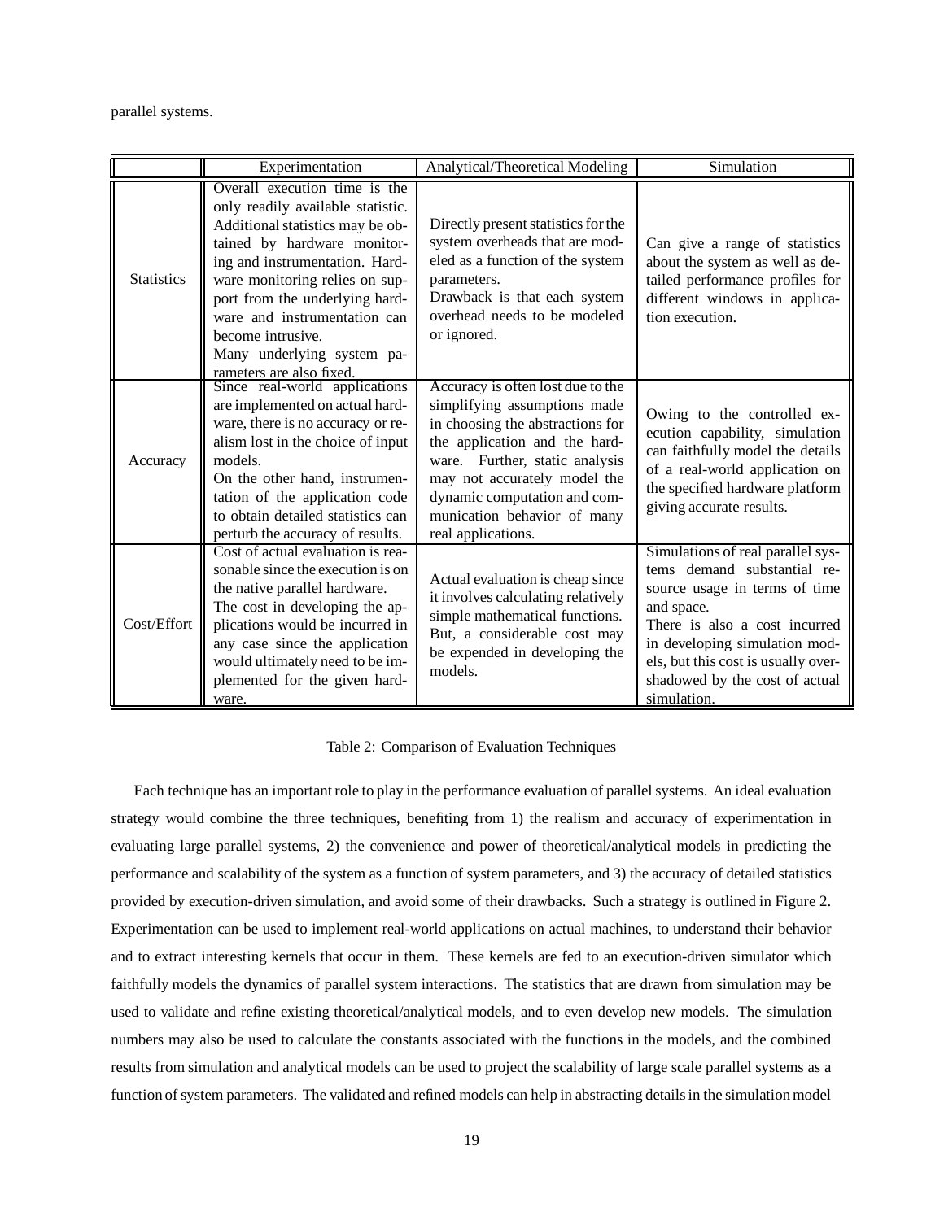parallel systems.

| | Experimentation | Analytical/Theoretical Modeling | Simulation |
|---|---|---|---|
| Statistics | Overall execution time is the only readily available statistic. Additional statistics may be obtained by hardware monitoring and instrumentation. Hardware monitoring relies on support from the underlying hardware and instrumentation can become intrusive. Many underlying system parameters are also fixed. | Directly present statistics for the system overheads that are modeled as a function of the system parameters. Drawback is that each system overhead needs to be modeled or ignored. | Can give a range of statistics about the system as well as detailed performance profiles for different windows in application execution. |
| Accuracy | Since real-world applications are implemented on actual hardware, there is no accuracy or realism lost in the choice of input models. On the other hand, instrumentation of the application code to obtain detailed statistics can perturb the accuracy of results. | Accuracy is often lost due to the simplifying assumptions made in choosing the abstractions for the application and the hardware. Further, static analysis may not accurately model the dynamic computation and communication behavior of many real applications. | Owing to the controlled execution capability, simulation can faithfully model the details of a real-world application on the specified hardware platform giving accurate results. |
| Cost/Effort | Cost of actual evaluation is reasonable since the execution is on the native parallel hardware. The cost in developing the applications would be incurred in any case since the application would ultimately need to be implemented for the given hardware. | Actual evaluation is cheap since it involves calculating relatively simple mathematical functions. But, a considerable cost may be expended in developing the models. | Simulations of real parallel systems demand substantial resource usage in terms of time and space. There is also a cost incurred in developing simulation models, but this cost is usually overshadowed by the cost of actual simulation. |

Table 2: Comparison of Evaluation Techniques

Each technique has an important role to play in the performance evaluation of parallel systems. An ideal evaluation strategy would combine the three techniques, benefiting from 1) the realism and accuracy of experimentation in evaluating large parallel systems, 2) the convenience and power of theoretical/analytical models in predicting the performance and scalability of the system as a function of system parameters, and 3) the accuracy of detailed statistics provided by execution-driven simulation, and avoid some of their drawbacks. Such a strategy is outlined in Figure 2. Experimentation can be used to implement real-world applications on actual machines, to understand their behavior and to extract interesting kernels that occur in them. These kernels are fed to an execution-driven simulator which faithfully models the dynamics of parallel system interactions. The statistics that are drawn from simulation may be used to validate and refine existing theoretical/analytical models, and to even develop new models. The simulation numbers may also be used to calculate the constants associated with the functions in the models, and the combined results from simulation and analytical models can be used to project the scalability of large scale parallel systems as a function of system parameters. The validated and refined models can help in abstracting details in the simulation model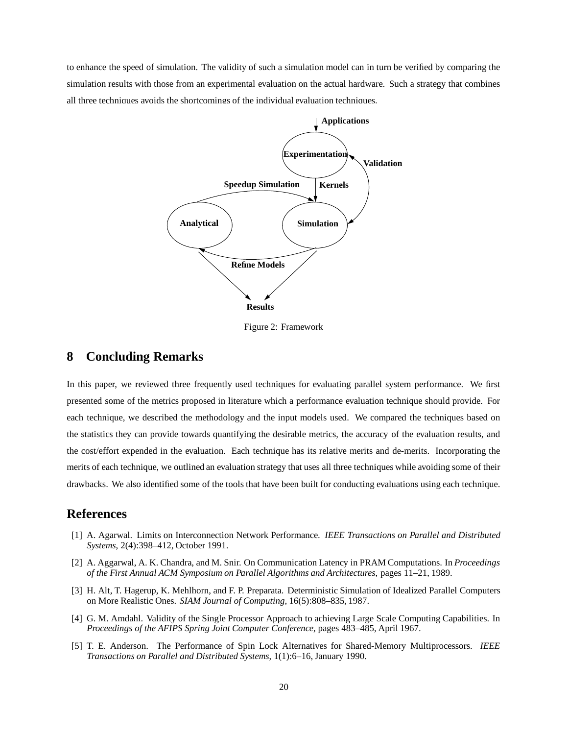to enhance the speed of simulation. The validity of such a simulation model can in turn be verified by comparing the simulation results with those from an experimental evaluation on the actual hardware. Such a strategy that combines all three techniques avoids the shortcomings of the individual evaluation techniques.

Figure 2: Framework

# 8 Concluding Remarks

In this paper, we reviewed three frequently used techniques for evaluating parallel system performance. We first presented some of the metrics proposed in literature which a performance evaluation technique should provide. For each technique, we described the methodology and the input models used. We compared the techniques based on the statistics they can provide towards quantifying the desirable metrics, the accuracy of the evaluation results, and the cost/effort expended in the evaluation. Each technique has its relative merits and de-merits. Incorporating the merits of each technique, we outlined an evaluation strategy that uses all three techniques while avoiding some of their drawbacks. We also identified some of the tools that have been built for conducting evaluations using each technique.

# References

[1] A. Agarwal. Limits on Interconnection Network Performance. *IEEE Transactions on Parallel and Distributed Systems*, 2(4):398–412, October 1991.

[2] A. Aggarwal, A. K. Chandra, and M. Snir. On Communication Latency in PRAM Computations. In *Proceedings of the First Annual ACM Symposium on Parallel Algorithms and Architectures*, pages 11–21, 1989.

[3] H. Alt, T. Hagerup, K. Mehlhorn, and F. P. Preparata. Deterministic Simulation of Idealized Parallel Computers on More Realistic Ones. *SIAM Journal of Computing*, 16(5):808–835, 1987.

[4] G. M. Amdahl. Validity of the Single Processor Approach to achieving Large Scale Computing Capabilities. In *Proceedings of the AFIPS Spring Joint Computer Conference*, pages 483–485, April 1967.

[5] T. E. Anderson. The Performance of Spin Lock Alternatives for Shared-Memory Multiprocessors. *IEEE Transactions on Parallel and Distributed Systems*, 1(1):6–16, January 1990.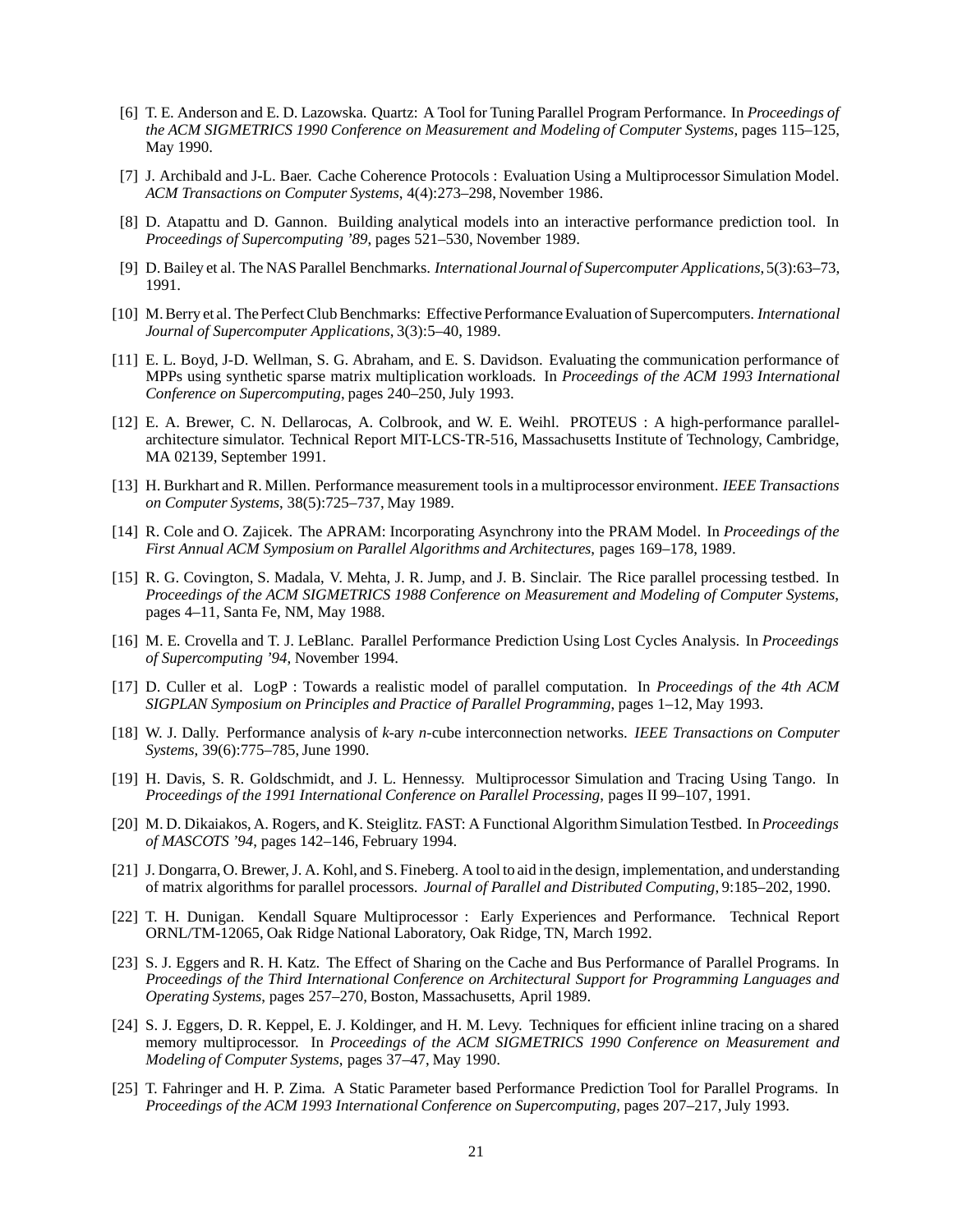[6] T. E. Anderson and E. D. Lazowska. Quartz: A Tool for Tuning Parallel Program Performance. In *Proceedings of the ACM SIGMETRICS 1990 Conference on Measurement and Modeling of Computer Systems*, pages 115–125, May 1990.

[7] J. Archibald and J-L. Baer. Cache Coherence Protocols : Evaluation Using a Multiprocessor Simulation Model. *ACM Transactions on Computer Systems*, 4(4):273–298, November 1986.

[8] D. Atapattu and D. Gannon. Building analytical models into an interactive performance prediction tool. In *Proceedings of Supercomputing '89*, pages 521–530, November 1989.

[9] D. Bailey et al. The NAS Parallel Benchmarks. *International Journal of Supercomputer Applications*, 5(3):63–73, 1991.

[10] M. Berry et al. The Perfect Club Benchmarks: Effective Performance Evaluation of Supercomputers. *International Journal of Supercomputer Applications*, 3(3):5–40, 1989.

[11] E. L. Boyd, J-D. Wellman, S. G. Abraham, and E. S. Davidson. Evaluating the communication performance of MPPs using synthetic sparse matrix multiplication workloads. In *Proceedings of the ACM 1993 International Conference on Supercomputing*, pages 240–250, July 1993.

[12] E. A. Brewer, C. N. Dellarocas, A. Colbrook, and W. E. Weihl. PROTEUS : A high-performance parallel-architecture simulator. Technical Report MIT-LCS-TR-516, Massachusetts Institute of Technology, Cambridge, MA 02139, September 1991.

[13] H. Burkhart and R. Millen. Performance measurement tools in a multiprocessor environment. *IEEE Transactions on Computer Systems*, 38(5):725–737, May 1989.

[14] R. Cole and O. Zajicek. The APRAM: Incorporating Asynchrony into the PRAM Model. In *Proceedings of the First Annual ACM Symposium on Parallel Algorithms and Architectures*, pages 169–178, 1989.

[15] R. G. Covington, S. Madala, V. Mehta, J. R. Jump, and J. B. Sinclair. The Rice parallel processing testbed. In *Proceedings of the ACM SIGMETRICS 1988 Conference on Measurement and Modeling of Computer Systems*, pages 4–11, Santa Fe, NM, May 1988.

[16] M. E. Crovella and T. J. LeBlanc. Parallel Performance Prediction Using Lost Cycles Analysis. In *Proceedings of Supercomputing '94*, November 1994.

[17] D. Culler et al. LogP : Towards a realistic model of parallel computation. In *Proceedings of the 4th ACM SIGPLAN Symposium on Principles and Practice of Parallel Programming*, pages 1–12, May 1993.

[18] W. J. Dally. Performance analysis of *k*-ary *n*-cube interconnection networks. *IEEE Transactions on Computer Systems*, 39(6):775–785, June 1990.

[19] H. Davis, S. R. Goldschmidt, and J. L. Hennessy. Multiprocessor Simulation and Tracing Using Tango. In *Proceedings of the 1991 International Conference on Parallel Processing*, pages II 99–107, 1991.

[20] M. D. Dikaiakos, A. Rogers, and K. Steiglitz. FAST: A Functional Algorithm Simulation Testbed. In *Proceedings of MASCOTS '94*, pages 142–146, February 1994.

[21] J. Dongarra, O. Brewer, J. A. Kohl, and S. Fineberg. A tool to aid in the design, implementation, and understanding of matrix algorithms for parallel processors. *Journal of Parallel and Distributed Computing*, 9:185–202, 1990.

[22] T. H. Dunigan. Kendall Square Multiprocessor : Early Experiences and Performance. Technical Report ORNL/TM-12065, Oak Ridge National Laboratory, Oak Ridge, TN, March 1992.

[23] S. J. Eggers and R. H. Katz. The Effect of Sharing on the Cache and Bus Performance of Parallel Programs. In *Proceedings of the Third International Conference on Architectural Support for Programming Languages and Operating Systems*, pages 257–270, Boston, Massachusetts, April 1989.

[24] S. J. Eggers, D. R. Keppel, E. J. Koldinger, and H. M. Levy. Techniques for efficient inline tracing on a shared memory multiprocessor. In *Proceedings of the ACM SIGMETRICS 1990 Conference on Measurement and Modeling of Computer Systems*, pages 37–47, May 1990.

[25] T. Fahringer and H. P. Zima. A Static Parameter based Performance Prediction Tool for Parallel Programs. In *Proceedings of the ACM 1993 International Conference on Supercomputing*, pages 207–217, July 1993.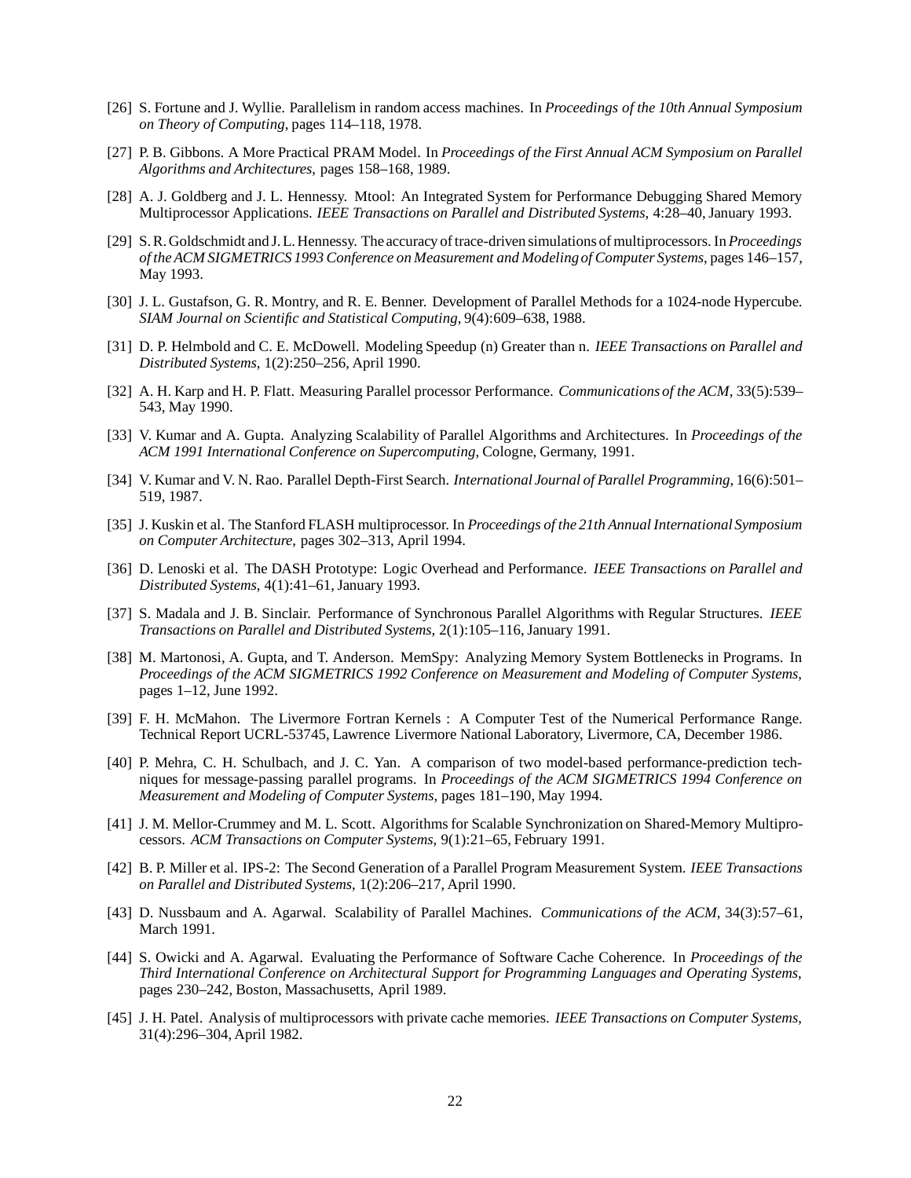[26] S. Fortune and J. Wyllie. Parallelism in random access machines. In *Proceedings of the 10th Annual Symposium on Theory of Computing*, pages 114–118, 1978.

[27] P. B. Gibbons. A More Practical PRAM Model. In *Proceedings of the First Annual ACM Symposium on Parallel Algorithms and Architectures*, pages 158–168, 1989.

[28] A. J. Goldberg and J. L. Hennessy. Mtool: An Integrated System for Performance Debugging Shared Memory Multiprocessor Applications. *IEEE Transactions on Parallel and Distributed Systems*, 4:28–40, January 1993.

[29] S. R. Goldschmidt and J. L. Hennessy. The accuracy of trace-driven simulations of multiprocessors. In *Proceedings of the ACM SIGMETRICS 1993 Conference on Measurement and Modeling of Computer Systems*, pages 146–157, May 1993.

[30] J. L. Gustafson, G. R. Montry, and R. E. Benner. Development of Parallel Methods for a 1024-node Hypercube. *SIAM Journal on Scientific and Statistical Computing*, 9(4):609–638, 1988.

[31] D. P. Helmbold and C. E. McDowell. Modeling Speedup (n) Greater than n. *IEEE Transactions on Parallel and Distributed Systems*, 1(2):250–256, April 1990.

[32] A. H. Karp and H. P. Flatt. Measuring Parallel processor Performance. *Communications of the ACM*, 33(5):539–543, May 1990.

[33] V. Kumar and A. Gupta. Analyzing Scalability of Parallel Algorithms and Architectures. In *Proceedings of the ACM 1991 International Conference on Supercomputing*, Cologne, Germany, 1991.

[34] V. Kumar and V. N. Rao. Parallel Depth-First Search. *International Journal of Parallel Programming*, 16(6):501–519, 1987.

[35] J. Kuskin et al. The Stanford FLASH multiprocessor. In *Proceedings of the 21th Annual International Symposium on Computer Architecture*, pages 302–313, April 1994.

[36] D. Lenoski et al. The DASH Prototype: Logic Overhead and Performance. *IEEE Transactions on Parallel and Distributed Systems*, 4(1):41–61, January 1993.

[37] S. Madala and J. B. Sinclair. Performance of Synchronous Parallel Algorithms with Regular Structures. *IEEE Transactions on Parallel and Distributed Systems*, 2(1):105–116, January 1991.

[38] M. Martonosi, A. Gupta, and T. Anderson. MemSpy: Analyzing Memory System Bottlenecks in Programs. In *Proceedings of the ACM SIGMETRICS 1992 Conference on Measurement and Modeling of Computer Systems*, pages 1–12, June 1992.

[39] F. H. McMahon. The Livermore Fortran Kernels : A Computer Test of the Numerical Performance Range. Technical Report UCRL-53745, Lawrence Livermore National Laboratory, Livermore, CA, December 1986.

[40] P. Mehra, C. H. Schulbach, and J. C. Yan. A comparison of two model-based performance-prediction techniques for message-passing parallel programs. In *Proceedings of the ACM SIGMETRICS 1994 Conference on Measurement and Modeling of Computer Systems*, pages 181–190, May 1994.

[41] J. M. Mellor-Crummey and M. L. Scott. Algorithms for Scalable Synchronization on Shared-Memory Multiprocessors. *ACM Transactions on Computer Systems*, 9(1):21–65, February 1991.

[42] B. P. Miller et al. IPS-2: The Second Generation of a Parallel Program Measurement System. *IEEE Transactions on Parallel and Distributed Systems*, 1(2):206–217, April 1990.

[43] D. Nussbaum and A. Agarwal. Scalability of Parallel Machines. *Communications of the ACM*, 34(3):57–61, March 1991.

[44] S. Owicki and A. Agarwal. Evaluating the Performance of Software Cache Coherence. In *Proceedings of the Third International Conference on Architectural Support for Programming Languages and Operating Systems*, pages 230–242, Boston, Massachusetts, April 1989.

[45] J. H. Patel. Analysis of multiprocessors with private cache memories. *IEEE Transactions on Computer Systems*, 31(4):296–304, April 1982.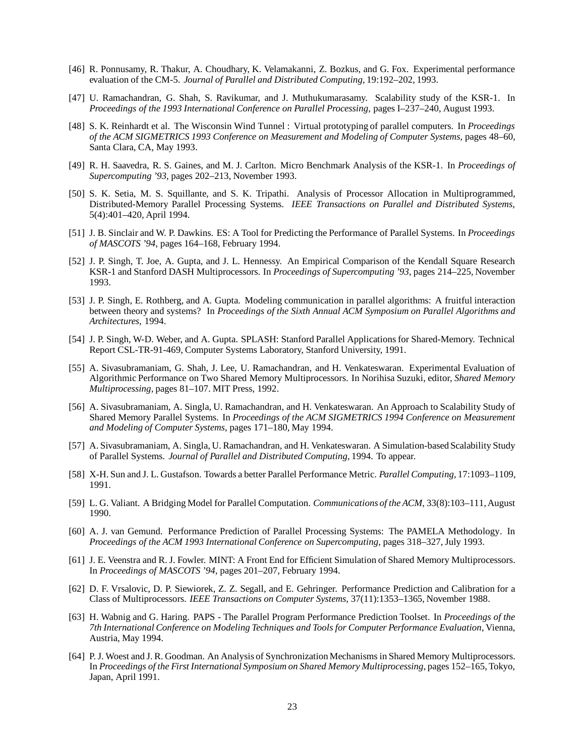[46] R. Ponnusamy, R. Thakur, A. Choudhary, K. Velamakanni, Z. Bozkus, and G. Fox. Experimental performance evaluation of the CM-5. *Journal of Parallel and Distributed Computing*, 19:192–202, 1993.

[47] U. Ramachandran, G. Shah, S. Ravikumar, and J. Muthukumarasamy. Scalability study of the KSR-1. In *Proceedings of the 1993 International Conference on Parallel Processing*, pages I–237–240, August 1993.

[48] S. K. Reinhardt et al. The Wisconsin Wind Tunnel : Virtual prototyping of parallel computers. In *Proceedings of the ACM SIGMETRICS 1993 Conference on Measurement and Modeling of Computer Systems*, pages 48–60, Santa Clara, CA, May 1993.

[49] R. H. Saavedra, R. S. Gaines, and M. J. Carlton. Micro Benchmark Analysis of the KSR-1. In *Proceedings of Supercomputing '93*, pages 202–213, November 1993.

[50] S. K. Setia, M. S. Squillante, and S. K. Tripathi. Analysis of Processor Allocation in Multiprogrammed, Distributed-Memory Parallel Processing Systems. *IEEE Transactions on Parallel and Distributed Systems*, 5(4):401–420, April 1994.

[51] J. B. Sinclair and W. P. Dawkins. ES: A Tool for Predicting the Performance of Parallel Systems. In *Proceedings of MASCOTS '94*, pages 164–168, February 1994.

[52] J. P. Singh, T. Joe, A. Gupta, and J. L. Hennessy. An Empirical Comparison of the Kendall Square Research KSR-1 and Stanford DASH Multiprocessors. In *Proceedings of Supercomputing '93*, pages 214–225, November 1993.

[53] J. P. Singh, E. Rothberg, and A. Gupta. Modeling communication in parallel algorithms: A fruitful interaction between theory and systems? In *Proceedings of the Sixth Annual ACM Symposium on Parallel Algorithms and Architectures*, 1994.

[54] J. P. Singh, W-D. Weber, and A. Gupta. SPLASH: Stanford Parallel Applications for Shared-Memory. Technical Report CSL-TR-91-469, Computer Systems Laboratory, Stanford University, 1991.

[55] A. Sivasubramaniam, G. Shah, J. Lee, U. Ramachandran, and H. Venkateswaran. Experimental Evaluation of Algorithmic Performance on Two Shared Memory Multiprocessors. In Norihisa Suzuki, editor, *Shared Memory Multiprocessing*, pages 81–107. MIT Press, 1992.

[56] A. Sivasubramaniam, A. Singla, U. Ramachandran, and H. Venkateswaran. An Approach to Scalability Study of Shared Memory Parallel Systems. In *Proceedings of the ACM SIGMETRICS 1994 Conference on Measurement and Modeling of Computer Systems*, pages 171–180, May 1994.

[57] A. Sivasubramaniam, A. Singla, U. Ramachandran, and H. Venkateswaran. A Simulation-based Scalability Study of Parallel Systems. *Journal of Parallel and Distributed Computing*, 1994. To appear.

[58] X-H. Sun and J. L. Gustafson. Towards a better Parallel Performance Metric. *Parallel Computing*, 17:1093–1109, 1991.

[59] L. G. Valiant. A Bridging Model for Parallel Computation. *Communications of the ACM*, 33(8):103–111, August 1990.

[60] A. J. van Gemund. Performance Prediction of Parallel Processing Systems: The PAMELA Methodology. In *Proceedings of the ACM 1993 International Conference on Supercomputing*, pages 318–327, July 1993.

[61] J. E. Veenstra and R. J. Fowler. MINT: A Front End for Efficient Simulation of Shared Memory Multiprocessors. In *Proceedings of MASCOTS '94*, pages 201–207, February 1994.

[62] D. F. Vrsalovic, D. P. Siewiorek, Z. Z. Segall, and E. Gehringer. Performance Prediction and Calibration for a Class of Multiprocessors. *IEEE Transactions on Computer Systems*, 37(11):1353–1365, November 1988.

[63] H. Wabnig and G. Haring. PAPS - The Parallel Program Performance Prediction Toolset. In *Proceedings of the 7th International Conference on Modeling Techniques and Tools for Computer Performance Evaluation*, Vienna, Austria, May 1994.

[64] P. J. Woest and J. R. Goodman. An Analysis of Synchronization Mechanisms in Shared Memory Multiprocessors. In *Proceedings of the First International Symposium on Shared Memory Multiprocessing*, pages 152–165, Tokyo, Japan, April 1991.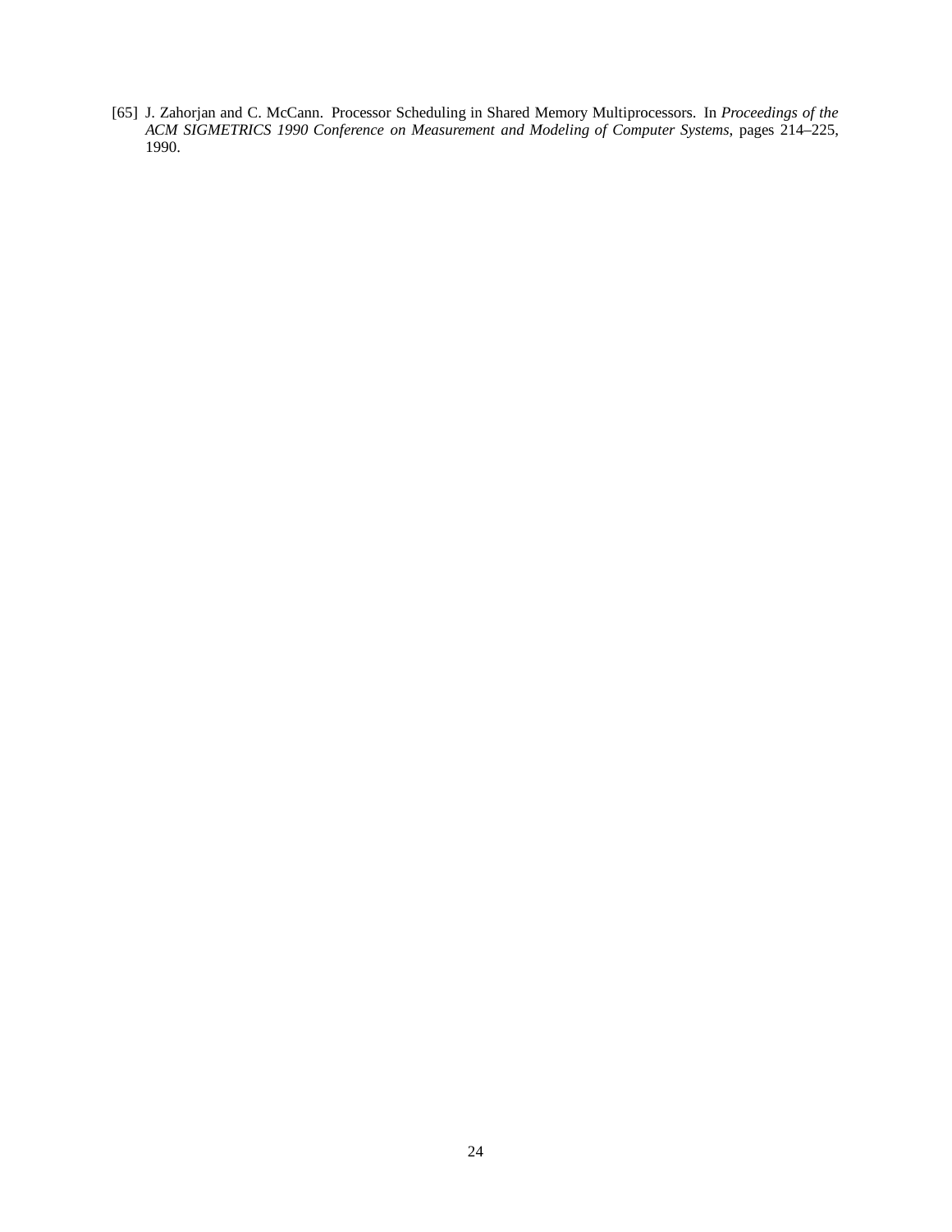[65] J. Zahorjan and C. McCann. Processor Scheduling in Shared Memory Multiprocessors. In *Proceedings of the ACM SIGMETRICS 1990 Conference on Measurement and Modeling of Computer Systems*, pages 214–225, 1990.